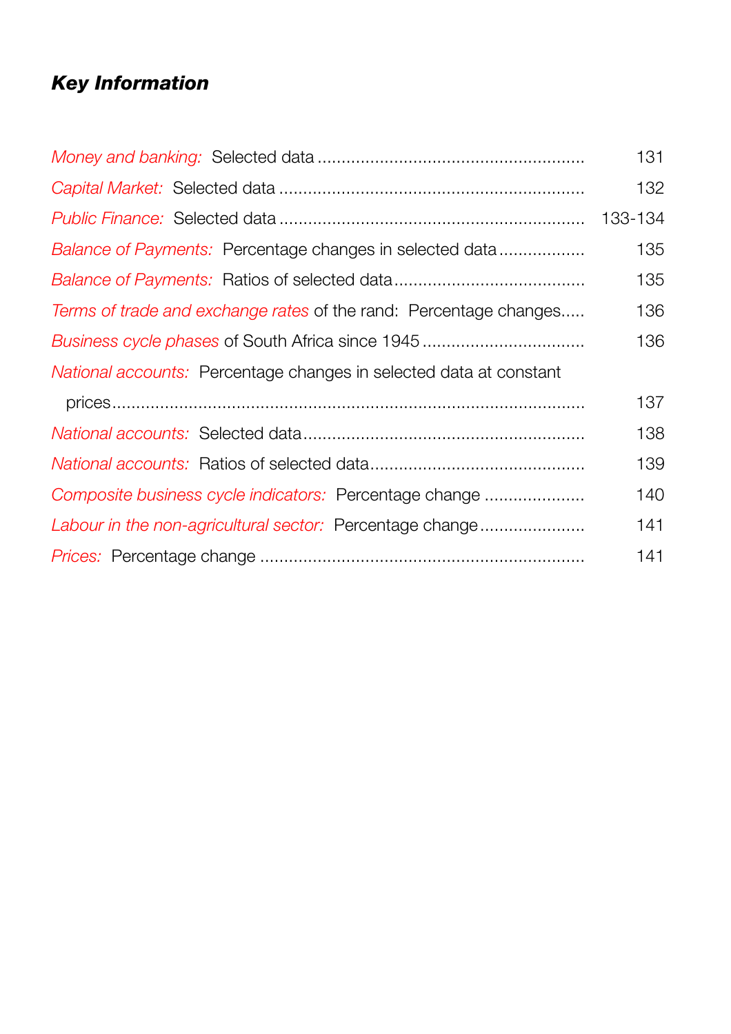## *Key Information*

| | |
|---|---|
| *Money and banking:* Selected data | 131 |
| *Capital Market:* Selected data | 132 |
| *Public Finance:* Selected data | 133-134 |
| *Balance of Payments:* Percentage changes in selected data | 135 |
| *Balance of Payments:* Ratios of selected data | 135 |
| *Terms of trade and exchange rates* of the rand: Percentage changes | 136 |
| *Business cycle phases* of South Africa since 1945 | 136 |
| *National accounts:* Percentage changes in selected data at constant prices | 137 |
| *National accounts:* Selected data | 138 |
| *National accounts:* Ratios of selected data | 139 |
| *Composite business cycle indicators:* Percentage change | 140 |
| *Labour in the non-agricultural sector:* Percentage change | 141 |
| *Prices:* Percentage change | 141 |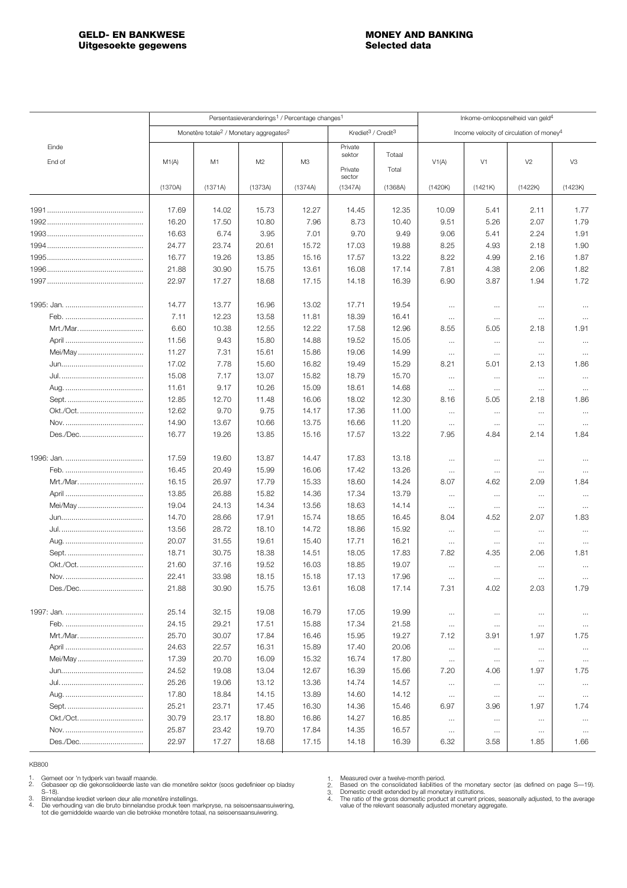**GELD- EN BANKWESE**
**Uitgesoekte gegewens**

**MONEY AND BANKING**
**Selected data**

| Einde / End of | Persentasieveranderings[1] / Percentage changes[1] | | | | | | Inkome-omloopsnelheid van geld[4] / Income velocity of circulation of money[4] | | | |
|---|---|---|---|---|---|---|---|---|---|---|
| | Monetêre totale[2] / Monetary aggregates[2] | | | | Krediet[3] / Credit[3] | | | | | |
| | M1(A) | M1 | M2 | M3 | Private sektor / Private sector | Totaal / Total | V1(A) | V1 | V2 | V3 |
| | (1370A) | (1371A) | (1373A) | (1374A) | (1347A) | (1368A) | (1420K) | (1421K) | (1422K) | (1423K) |
| 1991 | 17.69 | 14.02 | 15.73 | 12.27 | 14.45 | 12.35 | 10.09 | 5.41 | 2.11 | 1.77 |
| 1992 | 16.20 | 17.50 | 10.80 | 7.96 | 8.73 | 10.40 | 9.51 | 5.26 | 2.07 | 1.79 |
| 1993 | 16.63 | 6.74 | 3.95 | 7.01 | 9.70 | 9.49 | 9.06 | 5.41 | 2.24 | 1.91 |
| 1994 | 24.77 | 23.74 | 20.61 | 15.72 | 17.03 | 19.88 | 8.25 | 4.93 | 2.18 | 1.90 |
| 1995 | 16.77 | 19.26 | 13.85 | 15.16 | 17.57 | 13.22 | 8.22 | 4.99 | 2.16 | 1.87 |
| 1996 | 21.88 | 30.90 | 15.75 | 13.61 | 16.08 | 17.14 | 7.81 | 4.38 | 2.06 | 1.82 |
| 1997 | 22.97 | 17.27 | 18.68 | 17.15 | 14.18 | 16.39 | 6.90 | 3.87 | 1.94 | 1.72 |
| 1995: Jan. | 14.77 | 13.77 | 16.96 | 13.02 | 17.71 | 19.54 | ... | ... | ... | ... |
| Feb. | 7.11 | 12.23 | 13.58 | 11.81 | 18.39 | 16.41 | ... | ... | ... | ... |
| Mrt./Mar. | 6.60 | 10.38 | 12.55 | 12.22 | 17.58 | 12.96 | 8.55 | 5.05 | 2.18 | 1.91 |
| April | 11.56 | 9.43 | 15.80 | 14.88 | 19.52 | 15.05 | ... | ... | ... | ... |
| Mei/May | 11.27 | 7.31 | 15.61 | 15.86 | 19.06 | 14.99 | ... | ... | ... | ... |
| Jun. | 17.02 | 7.78 | 15.60 | 16.82 | 19.49 | 15.29 | 8.21 | 5.01 | 2.13 | 1.86 |
| Jul. | 15.08 | 7.17 | 13.07 | 15.82 | 18.79 | 15.70 | ... | ... | ... | ... |
| Aug. | 11.61 | 9.17 | 10.26 | 15.09 | 18.61 | 14.68 | ... | ... | ... | ... |
| Sept. | 12.85 | 12.70 | 11.48 | 16.06 | 18.02 | 12.30 | 8.16 | 5.05 | 2.18 | 1.86 |
| Okt./Oct. | 12.62 | 9.70 | 9.75 | 14.17 | 17.36 | 11.00 | ... | ... | ... | ... |
| Nov. | 14.90 | 13.67 | 10.66 | 13.75 | 16.66 | 11.20 | ... | ... | ... | ... |
| Des./Dec. | 16.77 | 19.26 | 13.85 | 15.16 | 17.57 | 13.22 | 7.95 | 4.84 | 2.14 | 1.84 |
| 1996: Jan. | 17.59 | 19.60 | 13.87 | 14.47 | 17.83 | 13.18 | ... | ... | ... | ... |
| Feb. | 16.45 | 20.49 | 15.99 | 16.06 | 17.42 | 13.26 | ... | ... | ... | ... |
| Mrt./Mar. | 16.15 | 26.97 | 17.79 | 15.33 | 18.60 | 14.24 | 8.07 | 4.62 | 2.09 | 1.84 |
| April | 13.85 | 26.88 | 15.82 | 14.36 | 17.34 | 13.79 | ... | ... | ... | ... |
| Mei/May | 19.04 | 24.13 | 14.34 | 13.56 | 18.63 | 14.14 | ... | ... | ... | ... |
| Jun. | 14.70 | 28.66 | 17.91 | 15.74 | 18.65 | 16.45 | 8.04 | 4.52 | 2.07 | 1.83 |
| Jul. | 13.56 | 28.72 | 18.10 | 14.72 | 18.86 | 15.92 | ... | ... | ... | ... |
| Aug. | 20.07 | 31.55 | 19.61 | 15.40 | 17.71 | 16.21 | ... | ... | ... | ... |
| Sept. | 18.71 | 30.75 | 18.38 | 14.51 | 18.05 | 17.83 | 7.82 | 4.35 | 2.06 | 1.81 |
| Okt./Oct. | 21.60 | 37.16 | 19.52 | 16.03 | 18.85 | 19.07 | ... | ... | ... | ... |
| Nov. | 22.41 | 33.98 | 18.15 | 15.18 | 17.13 | 17.96 | ... | ... | ... | ... |
| Des./Dec. | 21.88 | 30.90 | 15.75 | 13.61 | 16.08 | 17.14 | 7.31 | 4.02 | 2.03 | 1.79 |
| 1997: Jan. | 25.14 | 32.15 | 19.08 | 16.79 | 17.05 | 19.99 | ... | ... | ... | ... |
| Feb. | 24.15 | 29.21 | 17.51 | 15.88 | 17.34 | 21.58 | ... | ... | ... | ... |
| Mrt./Mar. | 25.70 | 30.07 | 17.84 | 16.46 | 15.95 | 19.27 | 7.12 | 3.91 | 1.97 | 1.75 |
| April | 24.63 | 22.57 | 16.31 | 15.89 | 17.40 | 20.06 | ... | ... | ... | ... |
| Mei/May | 17.39 | 20.70 | 16.09 | 15.32 | 16.74 | 17.80 | ... | ... | ... | ... |
| Jun. | 24.52 | 19.08 | 13.04 | 12.67 | 16.39 | 15.66 | 7.20 | 4.06 | 1.97 | 1.75 |
| Jul. | 25.26 | 19.06 | 13.12 | 13.36 | 14.74 | 14.57 | ... | ... | ... | ... |
| Aug. | 17.80 | 18.84 | 14.15 | 13.89 | 14.60 | 14.12 | ... | ... | ... | ... |
| Sept. | 25.21 | 23.71 | 17.45 | 16.30 | 14.36 | 15.46 | 6.97 | 3.96 | 1.97 | 1.74 |
| Okt./Oct. | 30.79 | 23.17 | 18.80 | 16.86 | 14.27 | 16.85 | ... | ... | ... | ... |
| Nov. | 25.87 | 23.42 | 19.70 | 17.84 | 14.35 | 16.57 | ... | ... | ... | ... |
| Des./Dec. | 22.97 | 17.27 | 18.68 | 17.15 | 14.18 | 16.39 | 6.32 | 3.58 | 1.85 | 1.66 |

KB800

1. Gemeet oor 'n tydperk van twaalf maande.
2. Gebaseer op die gekonsolideerde laste van die monetêre sektor (soos gedefinieer op bladsy S–18).
3. Binnelandse krediet verleen deur alle monetêre instellings.
4. Die verhouding van die bruto binnelandse produk teen markpryse, na seisoensaansuiwering, tot die gemiddelde waarde van die betrokke monetêre totaal, na seisoensaansuiwering.

1. Measured over a twelve-month period.
2. Based on the consolidated liabilities of the monetary sector (as defined on page S—19).
3. Domestic credit extended by all monetary institutions.
4. The ratio of the gross domestic product at current prices, seasonally adjusted, to the average value of the relevant seasonally adjusted monetary aggregate.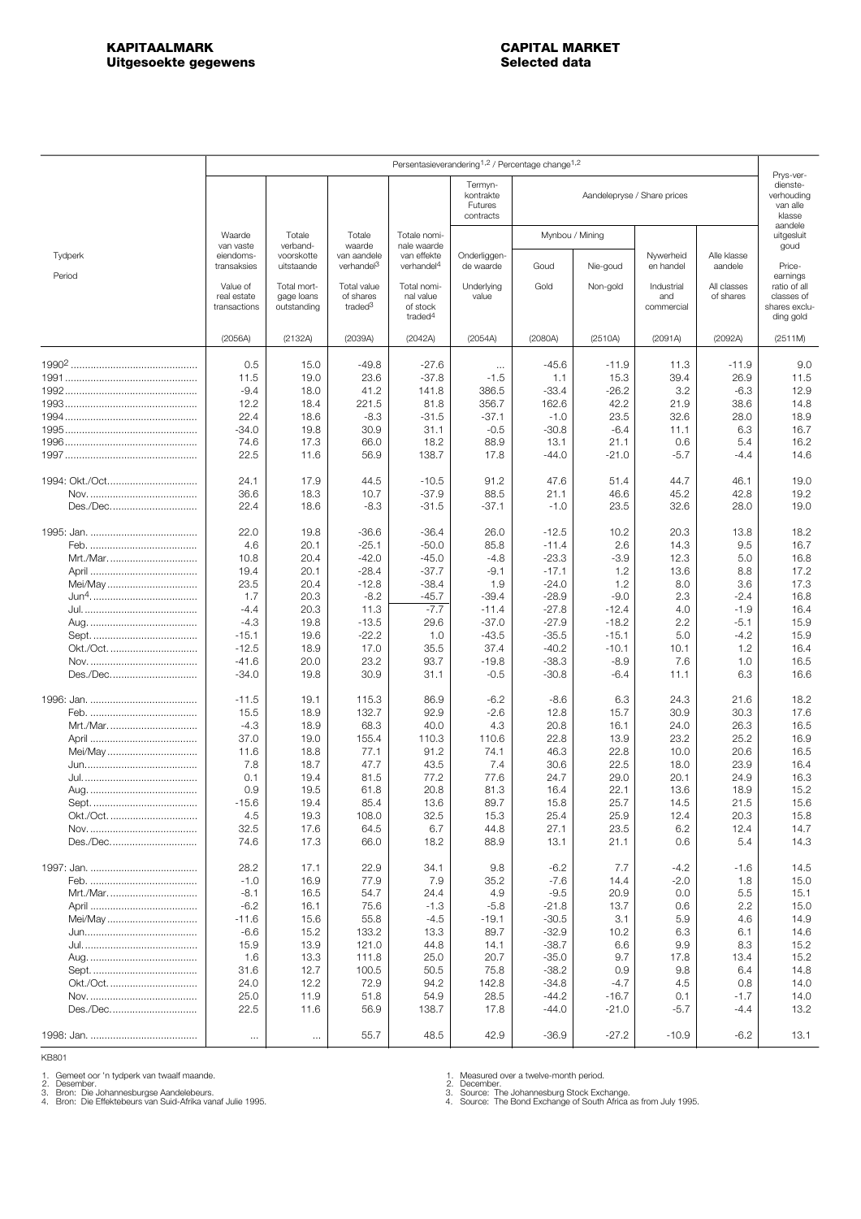# KAPITAALMARK
## Uitgesoekte gegewens

# CAPITAL MARKET
## Selected data

| Tydperk / Period | Waarde van vaste eiendomstransaksies / Value of real estate transactions | Totale verbandvoorskotte uitstaande / Total mortgage loans outstanding | Totale waarde van aandele verhandel[3] / Total value of shares traded[3] | Totale nominale waarde van effekte verhandel[4] / Total nominal value of stock traded[4] | Termynkontrakte / Futures contracts: Onderliggende waarde / Underlying value | Aandelepryse / Share prices: Mynbou / Mining: Goud / Gold | Aandelepryse / Share prices: Mynbou / Mining: Nie-goud / Non-gold | Aandelepryse / Share prices: Nywerheid en handel / Industrial and commercial | Aandelepryse / Share prices: Alle klasse aandele / All classes of shares | Prys-verdiensteverhouding van alle klasse aandele uitgesluit goud / Price-earnings ratio of all classes of shares excluding gold |
|---|---|---|---|---|---|---|---|---|---|---|
| | Persentasieverandering[1,2] / Percentage change[1,2] | | | | | | | | | |
| | (2056A) | (2132A) | (2039A) | (2042A) | (2054A) | (2080A) | (2510A) | (2091A) | (2092A) | (2511M) |
| 1990[2] | 0.5 | 15.0 | -49.8 | -27.6 | ... | -45.6 | -11.9 | 11.3 | -11.9 | 9.0 |
| 1991 | 11.5 | 19.0 | 23.6 | -37.8 | -1.5 | 1.1 | 15.3 | 39.4 | 26.9 | 11.5 |
| 1992 | -9.4 | 18.0 | 41.2 | 141.8 | 386.5 | -33.4 | -26.2 | 3.2 | -6.3 | 12.9 |
| 1993 | 12.2 | 18.4 | 221.5 | 81.8 | 356.7 | 162.6 | 42.2 | 21.9 | 38.6 | 14.8 |
| 1994 | 22.4 | 18.6 | -8.3 | -31.5 | -37.1 | -1.0 | 23.5 | 32.6 | 28.0 | 18.9 |
| 1995 | -34.0 | 19.8 | 30.9 | 31.1 | -0.5 | -30.8 | -6.4 | 11.1 | 6.3 | 16.7 |
| 1996 | 74.6 | 17.3 | 66.0 | 18.2 | 88.9 | 13.1 | 21.1 | 0.6 | 5.4 | 16.2 |
| 1997 | 22.5 | 11.6 | 56.9 | 138.7 | 17.8 | -44.0 | -21.0 | -5.7 | -4.4 | 14.6 |
| 1994: Okt./Oct. | 24.1 | 17.9 | 44.5 | -10.5 | 91.2 | 47.6 | 51.4 | 44.7 | 46.1 | 19.0 |
| Nov. | 36.6 | 18.3 | 10.7 | -37.9 | 88.5 | 21.1 | 46.6 | 45.2 | 42.8 | 19.2 |
| Des./Dec. | 22.4 | 18.6 | -8.3 | -31.5 | -37.1 | -1.0 | 23.5 | 32.6 | 28.0 | 19.0 |
| 1995: Jan. | 22.0 | 19.8 | -36.6 | -36.4 | 26.0 | -12.5 | 10.2 | 20.3 | 13.8 | 18.2 |
| Feb. | 4.6 | 20.1 | -25.1 | -50.0 | 85.8 | -11.4 | 2.6 | 14.3 | 9.5 | 16.7 |
| Mrt./Mar. | 10.8 | 20.4 | -42.0 | -45.0 | -4.8 | -23.3 | -3.9 | 12.3 | 5.0 | 16.8 |
| April | 19.4 | 20.1 | -28.4 | -37.7 | -9.1 | -17.1 | 1.2 | 13.6 | 8.8 | 17.2 |
| Mei/May | 23.5 | 20.4 | -12.8 | -38.4 | 1.9 | -24.0 | 1.2 | 8.0 | 3.6 | 17.3 |
| Jun[4] | 1.7 | 20.3 | -8.2 | -45.7 | -39.4 | -28.9 | -9.0 | 2.3 | -2.4 | 16.8 |
| Jul. | -4.4 | 20.3 | 11.3 | -7.7 | -11.4 | -27.8 | -12.4 | 4.0 | -1.9 | 16.4 |
| Aug. | -4.3 | 19.8 | -13.5 | 29.6 | -37.0 | -27.9 | -18.2 | 2.2 | -5.1 | 15.9 |
| Sept. | -15.1 | 19.6 | -22.2 | 1.0 | -43.5 | -35.5 | -15.1 | 5.0 | -4.2 | 15.9 |
| Okt./Oct. | -12.5 | 18.9 | 17.0 | 35.5 | 37.4 | -40.2 | -10.1 | 10.1 | 1.2 | 16.4 |
| Nov. | -41.6 | 20.0 | 23.2 | 93.7 | -19.8 | -38.3 | -8.9 | 7.6 | 1.0 | 16.5 |
| Des./Dec. | -34.0 | 19.8 | 30.9 | 31.1 | -0.5 | -30.8 | -6.4 | 11.1 | 6.3 | 16.6 |
| 1996: Jan. | -11.5 | 19.1 | 115.3 | 86.9 | -6.2 | -8.6 | 6.3 | 24.3 | 21.6 | 18.2 |
| Feb. | 15.5 | 18.9 | 132.7 | 92.9 | -2.6 | 12.8 | 15.7 | 30.9 | 30.3 | 17.6 |
| Mrt./Mar. | -4.3 | 18.9 | 68.3 | 40.0 | 4.3 | 20.8 | 16.1 | 24.0 | 26.3 | 16.5 |
| April | 37.0 | 19.0 | 155.4 | 110.3 | 110.6 | 22.8 | 13.9 | 23.2 | 25.2 | 16.9 |
| Mei/May | 11.6 | 18.8 | 77.1 | 91.2 | 74.1 | 46.3 | 22.8 | 10.0 | 20.6 | 16.5 |
| Jun. | 7.8 | 18.7 | 47.7 | 43.5 | 7.4 | 30.6 | 22.5 | 18.0 | 23.9 | 16.4 |
| Jul. | 0.1 | 19.4 | 81.5 | 77.2 | 77.6 | 24.7 | 29.0 | 20.1 | 24.9 | 16.3 |
| Aug. | 0.9 | 19.5 | 61.8 | 20.8 | 81.3 | 16.4 | 22.1 | 13.6 | 18.9 | 15.2 |
| Sept. | -15.6 | 19.4 | 85.4 | 13.6 | 89.7 | 15.8 | 25.7 | 14.5 | 21.5 | 15.6 |
| Okt./Oct. | 4.5 | 19.3 | 108.0 | 32.5 | 15.3 | 25.4 | 25.9 | 12.4 | 20.3 | 15.8 |
| Nov. | 32.5 | 17.6 | 64.5 | 6.7 | 44.8 | 27.1 | 23.5 | 6.2 | 12.4 | 14.7 |
| Des./Dec. | 74.6 | 17.3 | 66.0 | 18.2 | 88.9 | 13.1 | 21.1 | 0.6 | 5.4 | 14.3 |
| 1997: Jan. | 28.2 | 17.1 | 22.9 | 34.1 | 9.8 | -6.2 | 7.7 | -4.2 | -1.6 | 14.5 |
| Feb. | -1.0 | 16.9 | 77.9 | 7.9 | 35.2 | -7.6 | 14.4 | -2.0 | 1.8 | 15.0 |
| Mrt./Mar. | -8.1 | 16.5 | 54.7 | 24.4 | 4.9 | -9.5 | 20.9 | 0.0 | 5.5 | 15.1 |
| April | -6.2 | 16.1 | 75.6 | -1.3 | -5.8 | -21.8 | 13.7 | 0.6 | 2.2 | 15.0 |
| Mei/May | -11.6 | 15.6 | 55.8 | -4.5 | -19.1 | -30.5 | 3.1 | 5.9 | 4.6 | 14.9 |
| Jun. | -6.6 | 15.2 | 133.2 | 13.3 | 89.7 | -32.9 | 10.2 | 6.3 | 6.1 | 14.6 |
| Jul. | 15.9 | 13.9 | 121.0 | 44.8 | 14.1 | -38.7 | 6.6 | 9.9 | 8.3 | 15.2 |
| Aug. | 1.6 | 13.3 | 111.8 | 25.0 | 20.7 | -35.0 | 9.7 | 17.8 | 13.4 | 15.2 |
| Sept. | 31.6 | 12.7 | 100.5 | 50.5 | 75.8 | -38.2 | 0.9 | 9.8 | 6.4 | 14.8 |
| Okt./Oct. | 24.0 | 12.2 | 72.9 | 94.2 | 142.8 | -34.8 | -4.7 | 4.5 | 0.8 | 14.0 |
| Nov. | 25.0 | 11.9 | 51.8 | 54.9 | 28.5 | -44.2 | -16.7 | 0.1 | -1.7 | 14.0 |
| Des./Dec. | 22.5 | 11.6 | 56.9 | 138.7 | 17.8 | -44.0 | -21.0 | -5.7 | -4.4 | 13.2 |
| 1998: Jan. | ... | ... | 55.7 | 48.5 | 42.9 | -36.9 | -27.2 | -10.9 | -6.2 | 13.1 |

KB801

1. Gemeet oor 'n tydperk van twaalf maande.
2. Desember.
3. Bron: Die Johannesburgse Aandelebeurs.
4. Bron: Die Effektebeurs van Suid-Afrika vanaf Julie 1995.

1. Measured over a twelve-month period.
2. December.
3. Source: The Johannesburg Stock Exchange.
4. Source: The Bond Exchange of South Africa as from July 1995.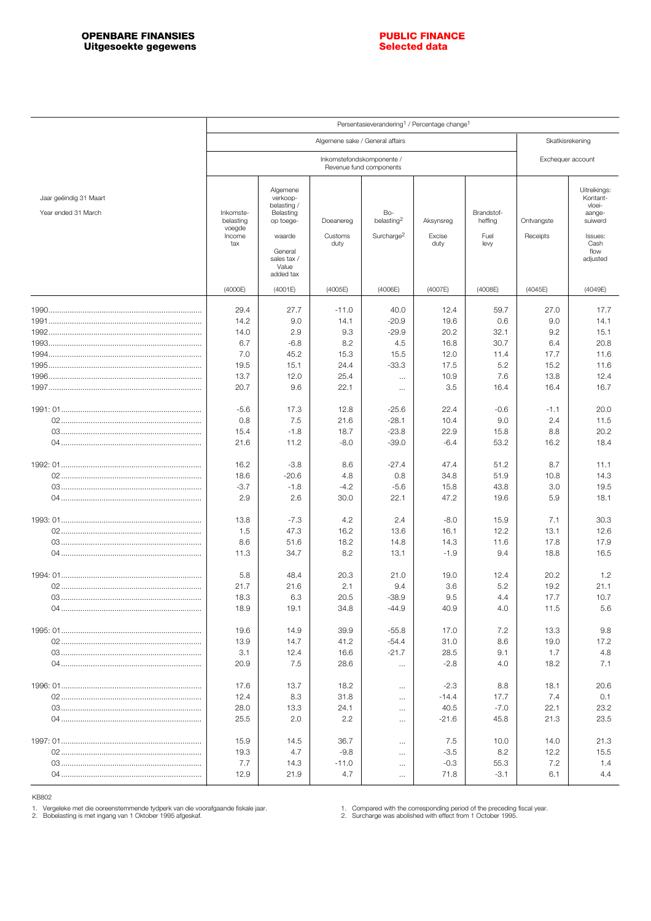**OPENBARE FINANSIES**
**Uitgesoekte gegewens**

**PUBLIC FINANCE**
**Selected data**

| | Persentasieverandering[1] / Percentage change[1] | | | | | | | |
|---|---|---|---|---|---|---|---|---|
| | Algemene sake / General affairs | | | | | | Skatkisrekening | |
| | Inkomstefondskomponente / Revenue fund components | | | | | | Exchequer account | |
| Jaar geëindig 31 Maart / Year ended 31 March | Inkomstebelasting voegde / Income tax | Algemene verkoopbelasting / Belasting op toegevoegde waarde / General sales tax / Value added tax | Doeanereg / Customs duty | Bobelasting[2] / Surcharge[2] | Aksynsreg / Excise duty | Brandstofheffing / Fuel levy | Ontvangste / Receipts | Uitreikings: Kontantvloeiaangesuiwerd / Issues: Cash flow adjusted |
| | (4000E) | (4001E) | (4005E) | (4006E) | (4007E) | (4008E) | (4045E) | (4049E) |
| 1990 | 29.4 | 27.7 | -11.0 | 40.0 | 12.4 | 59.7 | 27.0 | 17.7 |
| 1991 | 14.2 | 9.0 | 14.1 | -20.9 | 19.6 | 0.6 | 9.0 | 14.1 |
| 1992 | 14.0 | 2.9 | 9.3 | -29.9 | 20.2 | 32.1 | 9.2 | 15.1 |
| 1993 | 6.7 | -6.8 | 8.2 | 4.5 | 16.8 | 30.7 | 6.4 | 20.8 |
| 1994 | 7.0 | 45.2 | 15.3 | 15.5 | 12.0 | 11.4 | 17.7 | 11.6 |
| 1995 | 19.5 | 15.1 | 24.4 | -33.3 | 17.5 | 5.2 | 15.2 | 11.6 |
| 1996 | 13.7 | 12.0 | 25.4 | ... | 10.9 | 7.6 | 13.8 | 12.4 |
| 1997 | 20.7 | 9.6 | 22.1 | ... | 3.5 | 16.4 | 16.4 | 16.7 |
| 1991: 01 | -5.6 | 17.3 | 12.8 | -25.6 | 22.4 | -0.6 | -1.1 | 20.0 |
| 02 | 0.8 | 7.5 | 21.6 | -28.1 | 10.4 | 9.0 | 2.4 | 11.5 |
| 03 | 15.4 | -1.8 | 18.7 | -23.8 | 22.9 | 15.8 | 8.8 | 20.2 |
| 04 | 21.6 | 11.2 | -8.0 | -39.0 | -6.4 | 53.2 | 16.2 | 18.4 |
| 1992: 01 | 16.2 | -3.8 | 8.6 | -27.4 | 47.4 | 51.2 | 8.7 | 11.1 |
| 02 | 18.6 | -20.6 | 4.8 | 0.8 | 34.8 | 51.9 | 10.8 | 14.3 |
| 03 | -3.7 | -1.8 | -4.2 | -5.6 | 15.8 | 43.8 | 3.0 | 19.5 |
| 04 | 2.9 | 2.6 | 30.0 | 22.1 | 47.2 | 19.6 | 5.9 | 18.1 |
| 1993: 01 | 13.8 | -7.3 | 4.2 | 2.4 | -8.0 | 15.9 | 7.1 | 30.3 |
| 02 | 1.5 | 47.3 | 16.2 | 13.6 | 16.1 | 12.2 | 13.1 | 12.6 |
| 03 | 8.6 | 51.6 | 18.2 | 14.8 | 14.3 | 11.6 | 17.8 | 17.9 |
| 04 | 11.3 | 34.7 | 8.2 | 13.1 | -1.9 | 9.4 | 18.8 | 16.5 |
| 1994: 01 | 5.8 | 48.4 | 20.3 | 21.0 | 19.0 | 12.4 | 20.2 | 1.2 |
| 02 | 21.7 | 21.6 | 2.1 | 9.4 | 3.6 | 5.2 | 19.2 | 21.1 |
| 03 | 18.3 | 6.3 | 20.5 | -38.9 | 9.5 | 4.4 | 17.7 | 10.7 |
| 04 | 18.9 | 19.1 | 34.8 | -44.9 | 40.9 | 4.0 | 11.5 | 5.6 |
| 1995: 01 | 19.6 | 14.9 | 39.9 | -55.8 | 17.0 | 7.2 | 13.3 | 9.8 |
| 02 | 13.9 | 14.7 | 41.2 | -54.4 | 31.0 | 8.6 | 19.0 | 17.2 |
| 03 | 3.1 | 12.4 | 16.6 | -21.7 | 28.5 | 9.1 | 1.7 | 4.8 |
| 04 | 20.9 | 7.5 | 28.6 | ... | -2.8 | 4.0 | 18.2 | 7.1 |
| 1996: 01 | 17.6 | 13.7 | 18.2 | ... | -2.3 | 8.8 | 18.1 | 20.6 |
| 02 | 12.4 | 8.3 | 31.8 | ... | -14.4 | 17.7 | 7.4 | 0.1 |
| 03 | 28.0 | 13.3 | 24.1 | ... | 40.5 | -7.0 | 22.1 | 23.2 |
| 04 | 25.5 | 2.0 | 2.2 | ... | -21.6 | 45.8 | 21.3 | 23.5 |
| 1997: 01 | 15.9 | 14.5 | 36.7 | ... | 7.5 | 10.0 | 14.0 | 21.3 |
| 02 | 19.3 | 4.7 | -9.8 | ... | -3.5 | 8.2 | 12.2 | 15.5 |
| 03 | 7.7 | 14.3 | -11.0 | ... | -0.3 | 55.3 | 7.2 | 1.4 |
| 04 | 12.9 | 21.9 | 4.7 | ... | 71.8 | -3.1 | 6.1 | 4.4 |

KB802

1. Vergeleke met die ooreenstemmende tydperk van die voorafgaande fiskale jaar.
2. Bobelasting is met ingang van 1 Oktober 1995 afgeskaf.

1. Compared with the corresponding period of the preceding fiscal year.
2. Surcharge was abolished with effect from 1 October 1995.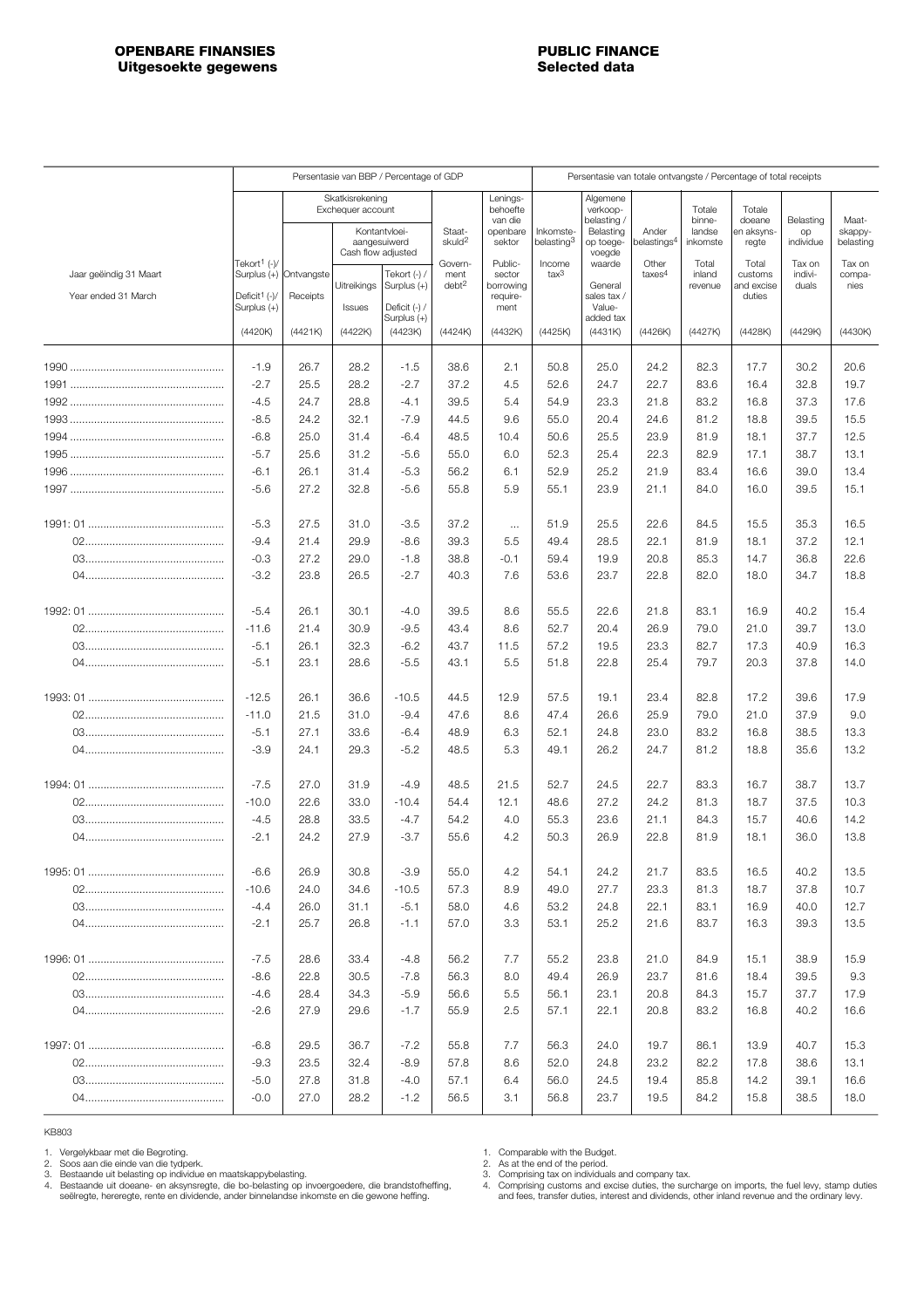**OPENBARE FINANSIES**
**Uitgesoekte gegewens**

**PUBLIC FINANCE**
**Selected data**

| Jaar geëindig 31 Maart / Year ended 31 March | Persentasie van BBP / Percentage of GDP | | | | | | Persentasie van totale ontvangste / Percentage of total receipts | | | | | | |
|---|---|---|---|---|---|---|---|---|---|---|---|---|---|
| | Tekort[1] (-)/ Surplus (+) / Deficit[1] (-)/ Surplus (+) | Skatkisrekening / Exchequer account: Ontvangste / Receipts | Skatkisrekening / Exchequer account: Kontantvloei-aangesuiwerd / Cash flow adjusted: Uitreikings / Issues | Skatkisrekening / Exchequer account: Kontantvloei-aangesuiwerd / Cash flow adjusted: Tekort (-) / Surplus (+) / Deficit (-) / Surplus (+) | Staatskuld[2] / Government debt[2] | Leningsbehoefte van die openbare sektor / Public-sector borrowing requirement | Inkomstebelasting[3] / Income tax[3] | Algemene verkoopbelasting / Belasting op toegevoegde waarde / General sales tax / Value-added tax | Ander belastings[4] / Other taxes[4] | Totale binnelandse inkomste / Total inland revenue | Totale doeane en aksynsregte / Total customs and excise duties | Belasting op individue / Tax on individuals | Maatskappybelasting / Tax on companies |
| | (4420K) | (4421K) | (4422K) | (4423K) | (4424K) | (4432K) | (4425K) | (4431K) | (4426K) | (4427K) | (4428K) | (4429K) | (4430K) |
| 1990 | -1.9 | 26.7 | 28.2 | -1.5 | 38.6 | 2.1 | 50.8 | 25.0 | 24.2 | 82.3 | 17.7 | 30.2 | 20.6 |
| 1991 | -2.7 | 25.5 | 28.2 | -2.7 | 37.2 | 4.5 | 52.6 | 24.7 | 22.7 | 83.6 | 16.4 | 32.8 | 19.7 |
| 1992 | -4.5 | 24.7 | 28.8 | -4.1 | 39.5 | 5.4 | 54.9 | 23.3 | 21.8 | 83.2 | 16.8 | 37.3 | 17.6 |
| 1993 | -8.5 | 24.2 | 32.1 | -7.9 | 44.5 | 9.6 | 55.0 | 20.4 | 24.6 | 81.2 | 18.8 | 39.5 | 15.5 |
| 1994 | -6.8 | 25.0 | 31.4 | -6.4 | 48.5 | 10.4 | 50.6 | 25.5 | 23.9 | 81.9 | 18.1 | 37.7 | 12.5 |
| 1995 | -5.7 | 25.6 | 31.2 | -5.6 | 55.0 | 6.0 | 52.3 | 25.4 | 22.3 | 82.9 | 17.1 | 38.7 | 13.1 |
| 1996 | -6.1 | 26.1 | 31.4 | -5.3 | 56.2 | 6.1 | 52.9 | 25.2 | 21.9 | 83.4 | 16.6 | 39.0 | 13.4 |
| 1997 | -5.6 | 27.2 | 32.8 | -5.6 | 55.8 | 5.9 | 55.1 | 23.9 | 21.1 | 84.0 | 16.0 | 39.5 | 15.1 |
| 1991: 01 | -5.3 | 27.5 | 31.0 | -3.5 | 37.2 | ... | 51.9 | 25.5 | 22.6 | 84.5 | 15.5 | 35.3 | 16.5 |
| 02 | -9.4 | 21.4 | 29.9 | -8.6 | 39.3 | 5.5 | 49.4 | 28.5 | 22.1 | 81.9 | 18.1 | 37.2 | 12.1 |
| 03 | -0.3 | 27.2 | 29.0 | -1.8 | 38.8 | -0.1 | 59.4 | 19.9 | 20.8 | 85.3 | 14.7 | 36.8 | 22.6 |
| 04 | -3.2 | 23.8 | 26.5 | -2.7 | 40.3 | 7.6 | 53.6 | 23.7 | 22.8 | 82.0 | 18.0 | 34.7 | 18.8 |
| 1992: 01 | -5.4 | 26.1 | 30.1 | -4.0 | 39.5 | 8.6 | 55.5 | 22.6 | 21.8 | 83.1 | 16.9 | 40.2 | 15.4 |
| 02 | -11.6 | 21.4 | 30.9 | -9.5 | 43.4 | 8.6 | 52.7 | 20.4 | 26.9 | 79.0 | 21.0 | 39.7 | 13.0 |
| 03 | -5.1 | 26.1 | 32.3 | -6.2 | 43.7 | 11.5 | 57.2 | 19.5 | 23.3 | 82.7 | 17.3 | 40.9 | 16.3 |
| 04 | -5.1 | 23.1 | 28.6 | -5.5 | 43.1 | 5.5 | 51.8 | 22.8 | 25.4 | 79.7 | 20.3 | 37.8 | 14.0 |
| 1993: 01 | -12.5 | 26.1 | 36.6 | -10.5 | 44.5 | 12.9 | 57.5 | 19.1 | 23.4 | 82.8 | 17.2 | 39.6 | 17.9 |
| 02 | -11.0 | 21.5 | 31.0 | -9.4 | 47.6 | 8.6 | 47.4 | 26.6 | 25.9 | 79.0 | 21.0 | 37.9 | 9.0 |
| 03 | -5.1 | 27.1 | 33.6 | -6.4 | 48.9 | 6.3 | 52.1 | 24.8 | 23.0 | 83.2 | 16.8 | 38.5 | 13.3 |
| 04 | -3.9 | 24.1 | 29.3 | -5.2 | 48.5 | 5.3 | 49.1 | 26.2 | 24.7 | 81.2 | 18.8 | 35.6 | 13.2 |
| 1994: 01 | -7.5 | 27.0 | 31.9 | -4.9 | 48.5 | 21.5 | 52.7 | 24.5 | 22.7 | 83.3 | 16.7 | 38.7 | 13.7 |
| 02 | -10.0 | 22.6 | 33.0 | -10.4 | 54.4 | 12.1 | 48.6 | 27.2 | 24.2 | 81.3 | 18.7 | 37.5 | 10.3 |
| 03 | -4.5 | 28.8 | 33.5 | -4.7 | 54.2 | 4.0 | 55.3 | 23.6 | 21.1 | 84.3 | 15.7 | 40.6 | 14.2 |
| 04 | -2.1 | 24.2 | 27.9 | -3.7 | 55.6 | 4.2 | 50.3 | 26.9 | 22.8 | 81.9 | 18.1 | 36.0 | 13.8 |
| 1995: 01 | -6.6 | 26.9 | 30.8 | -3.9 | 55.0 | 4.2 | 54.1 | 24.2 | 21.7 | 83.5 | 16.5 | 40.2 | 13.5 |
| 02 | -10.6 | 24.0 | 34.6 | -10.5 | 57.3 | 8.9 | 49.0 | 27.7 | 23.3 | 81.3 | 18.7 | 37.8 | 10.7 |
| 03 | -4.4 | 26.0 | 31.1 | -5.1 | 58.0 | 4.6 | 53.2 | 24.8 | 22.1 | 83.1 | 16.9 | 40.0 | 12.7 |
| 04 | -2.1 | 25.7 | 26.8 | -1.1 | 57.0 | 3.3 | 53.1 | 25.2 | 21.6 | 83.7 | 16.3 | 39.3 | 13.5 |
| 1996: 01 | -7.5 | 28.6 | 33.4 | -4.8 | 56.2 | 7.7 | 55.2 | 23.8 | 21.0 | 84.9 | 15.1 | 38.9 | 15.9 |
| 02 | -8.6 | 22.8 | 30.5 | -7.8 | 56.3 | 8.0 | 49.4 | 26.9 | 23.7 | 81.6 | 18.4 | 39.5 | 9.3 |
| 03 | -4.6 | 28.4 | 34.3 | -5.9 | 56.6 | 5.5 | 56.1 | 23.1 | 20.8 | 84.3 | 15.7 | 37.7 | 17.9 |
| 04 | -2.6 | 27.9 | 29.6 | -1.7 | 55.9 | 2.5 | 57.1 | 22.1 | 20.8 | 83.2 | 16.8 | 40.2 | 16.6 |
| 1997: 01 | -6.8 | 29.5 | 36.7 | -7.2 | 55.8 | 7.7 | 56.3 | 24.0 | 19.7 | 86.1 | 13.9 | 40.7 | 15.3 |
| 02 | -9.3 | 23.5 | 32.4 | -8.9 | 57.8 | 8.6 | 52.0 | 24.8 | 23.2 | 82.2 | 17.8 | 38.6 | 13.1 |
| 03 | -5.0 | 27.8 | 31.8 | -4.0 | 57.1 | 6.4 | 56.0 | 24.5 | 19.4 | 85.8 | 14.2 | 39.1 | 16.6 |
| 04 | -0.0 | 27.0 | 28.2 | -1.2 | 56.5 | 3.1 | 56.8 | 23.7 | 19.5 | 84.2 | 15.8 | 38.5 | 18.0 |

KB803

1. Vergelykbaar met die Begroting.
2. Soos aan die einde van die tydperk.
3. Bestaande uit belasting op individue en maatskappybelasting.
4. Bestaande uit doeane- en aksynsregte, die bo-belasting op invoergoedere, die brandstofheffing, seëlregte, hereregte, rente en dividende, ander binnelandse inkomste en die gewone heffing.

1. Comparable with the Budget.
2. As at the end of the period.
3. Comprising tax on individuals and company tax.
4. Comprising customs and excise duties, the surcharge on imports, the fuel levy, stamp duties and fees, transfer duties, interest and dividends, other inland revenue and the ordinary levy.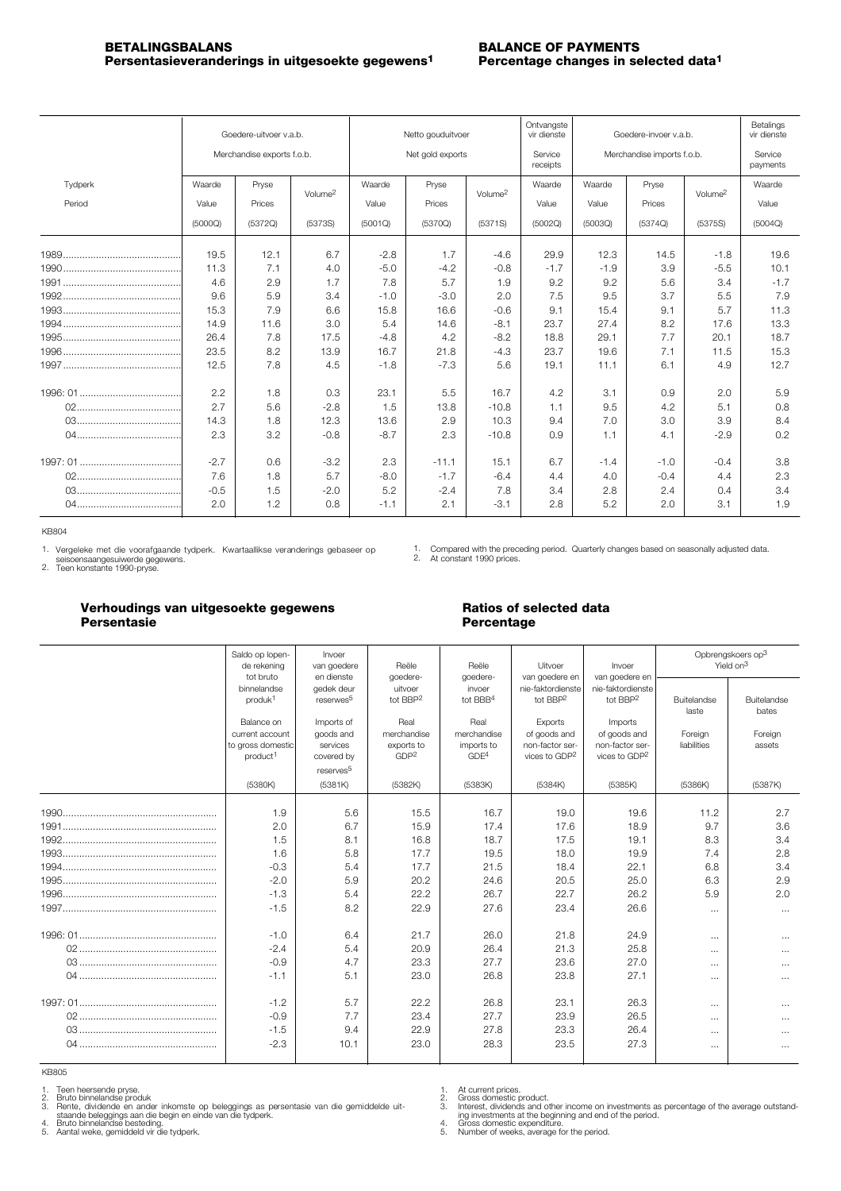## BETALINGSBALANS
### Persentasieveranderings in uitgesoekte gegewens[1]

## BALANCE OF PAYMENTS
### Percentage changes in selected data[1]

| Tydperk / Period | Goedere-uitvoer v.a.b. / Merchandise exports f.o.b. | | | Netto gouduitvoer / Net gold exports | | | Ontvangste vir dienste / Service receipts | Goedere-invoer v.a.b. / Merchandise imports f.o.b. | | | Betalings vir dienste / Service payments |
|---|---|---|---|---|---|---|---|---|---|---|---|
| | Waarde / Value (5000Q) | Pryse / Prices (5372Q) | Volume[2] (5373S) | Waarde / Value (5001Q) | Pryse / Prices (5370Q) | Volume[2] (5371S) | Waarde / Value (5002Q) | Waarde / Value (5003Q) | Pryse / Prices (5374Q) | Volume[2] (5375S) | Waarde / Value (5004Q) |
| 1989 | 19.5 | 12.1 | 6.7 | -2.8 | 1.7 | -4.6 | 29.9 | 12.3 | 14.5 | -1.8 | 19.6 |
| 1990 | 11.3 | 7.1 | 4.0 | -5.0 | -4.2 | -0.8 | -1.7 | -1.9 | 3.9 | -5.5 | 10.1 |
| 1991 | 4.6 | 2.9 | 1.7 | 7.8 | 5.7 | 1.9 | 9.2 | 9.2 | 5.6 | 3.4 | -1.7 |
| 1992 | 9.6 | 5.9 | 3.4 | -1.0 | -3.0 | 2.0 | 7.5 | 9.5 | 3.7 | 5.5 | 7.9 |
| 1993 | 15.3 | 7.9 | 6.6 | 15.8 | 16.6 | -0.6 | 9.1 | 15.4 | 9.1 | 5.7 | 11.3 |
| 1994 | 14.9 | 11.6 | 3.0 | 5.4 | 14.6 | -8.1 | 23.7 | 27.4 | 8.2 | 17.6 | 13.3 |
| 1995 | 26.4 | 7.8 | 17.5 | -4.8 | 4.2 | -8.2 | 18.8 | 29.1 | 7.7 | 20.1 | 18.7 |
| 1996 | 23.5 | 8.2 | 13.9 | 16.7 | 21.8 | -4.3 | 23.7 | 19.6 | 7.1 | 11.5 | 15.3 |
| 1997 | 12.5 | 7.8 | 4.5 | -1.8 | -7.3 | 5.6 | 19.1 | 11.1 | 6.1 | 4.9 | 12.7 |
| 1996: 01 | 2.2 | 1.8 | 0.3 | 23.1 | 5.5 | 16.7 | 4.2 | 3.1 | 0.9 | 2.0 | 5.9 |
| 02 | 2.7 | 5.6 | -2.8 | 1.5 | 13.8 | -10.8 | 1.1 | 9.5 | 4.2 | 5.1 | 0.8 |
| 03 | 14.3 | 1.8 | 12.3 | 13.6 | 2.9 | 10.3 | 9.4 | 7.0 | 3.0 | 3.9 | 8.4 |
| 04 | 2.3 | 3.2 | -0.8 | -8.7 | 2.3 | -10.8 | 0.9 | 1.1 | 4.1 | -2.9 | 0.2 |
| 1997: 01 | -2.7 | 0.6 | -3.2 | 2.3 | -11.1 | 15.1 | 6.7 | -1.4 | -1.0 | -0.4 | 3.8 |
| 02 | 7.6 | 1.8 | 5.7 | -8.0 | -1.7 | -6.4 | 4.4 | 4.0 | -0.4 | 4.4 | 2.3 |
| 03 | -0.5 | 1.5 | -2.0 | 5.2 | -2.4 | 7.8 | 3.4 | 2.8 | 2.4 | 0.4 | 3.4 |
| 04 | 2.0 | 1.2 | 0.8 | -1.1 | 2.1 | -3.1 | 2.8 | 5.2 | 2.0 | 3.1 | 1.9 |

KB804

1. Vergeleke met die voorafgaande tydperk. Kwartaallikse veranderings gebaseer op seisoensaangesuiwerde gegewens.
2. Teen konstante 1990-pryse.

1. Compared with the preceding period. Quarterly changes based on seasonally adjusted data.
2. At constant 1990 prices.

## Verhoudings van uitgesoekte gegewens
### Persentasie

## Ratios of selected data
### Percentage

| | Saldo op lopende rekening tot bruto binnelandse produk[1] / Balance on current account to gross domestic product[1] | Invoer van goedere en dienste gedek deur reserwes[5] / Imports of goods and services covered by reserves[5] | Reële goedere-uitvoer tot BBP[2] / Real merchandise exports to GDP[2] | Reële goedere-invoer tot BBB[4] / Real merchandise imports to GDE[4] | Uitvoer van goedere en nie-faktordienste tot BBP[2] / Exports of goods and non-factor services to GDP[2] | Invoer van goedere en nie-faktordienste tot BBP[2] / Imports of goods and non-factor services to GDP[2] | Opbrengskoers op[3] / Yield on[3] | |
|---|---|---|---|---|---|---|---|---|
| | | | | | | | Buitelandse laste / Foreign liabilities | Buitelandse bates / Foreign assets |
| | (5380K) | (5381K) | (5382K) | (5383K) | (5384K) | (5385K) | (5386K) | (5387K) |
| 1990 | 1.9 | 5.6 | 15.5 | 16.7 | 19.0 | 19.6 | 11.2 | 2.7 |
| 1991 | 2.0 | 6.7 | 15.9 | 17.4 | 17.6 | 18.9 | 9.7 | 3.6 |
| 1992 | 1.5 | 8.1 | 16.8 | 18.7 | 17.5 | 19.1 | 8.3 | 3.4 |
| 1993 | 1.6 | 5.8 | 17.7 | 19.5 | 18.0 | 19.9 | 7.4 | 2.8 |
| 1994 | -0.3 | 5.4 | 17.7 | 21.5 | 18.4 | 22.1 | 6.8 | 3.4 |
| 1995 | -2.0 | 5.9 | 20.2 | 24.6 | 20.5 | 25.0 | 6.3 | 2.9 |
| 1996 | -1.3 | 5.4 | 22.2 | 26.7 | 22.7 | 26.2 | 5.9 | 2.0 |
| 1997 | -1.5 | 8.2 | 22.9 | 27.6 | 23.4 | 26.6 | ... | ... |
| 1996: 01 | -1.0 | 6.4 | 21.7 | 26.0 | 21.8 | 24.9 | ... | ... |
| 02 | -2.4 | 5.4 | 20.9 | 26.4 | 21.3 | 25.8 | ... | ... |
| 03 | -0.9 | 4.7 | 23.3 | 27.7 | 23.6 | 27.0 | ... | ... |
| 04 | -1.1 | 5.1 | 23.0 | 26.8 | 23.8 | 27.1 | ... | ... |
| 1997: 01 | -1.2 | 5.7 | 22.2 | 26.8 | 23.1 | 26.3 | ... | ... |
| 02 | -0.9 | 7.7 | 23.4 | 27.7 | 23.9 | 26.5 | ... | ... |
| 03 | -1.5 | 9.4 | 22.9 | 27.8 | 23.3 | 26.4 | ... | ... |
| 04 | -2.3 | 10.1 | 23.0 | 28.3 | 23.5 | 27.3 | ... | ... |

KB805

1. Teen heersende pryse.
2. Bruto binnelandse produk
3. Rente, dividende en ander inkomste op beleggings as persentasie van die gemiddelde uitstaande beleggings aan die begin en einde van die tydperk.
4. Bruto binnelandse besteding.
5. Aantal weke, gemiddeld vir die tydperk.

1. At current prices.
2. Gross domestic product.
3. Interest, dividends and other income on investments as percentage of the average outstanding investments at the beginning and end of the period.
4. Gross domestic expenditure.
5. Number of weeks, average for the period.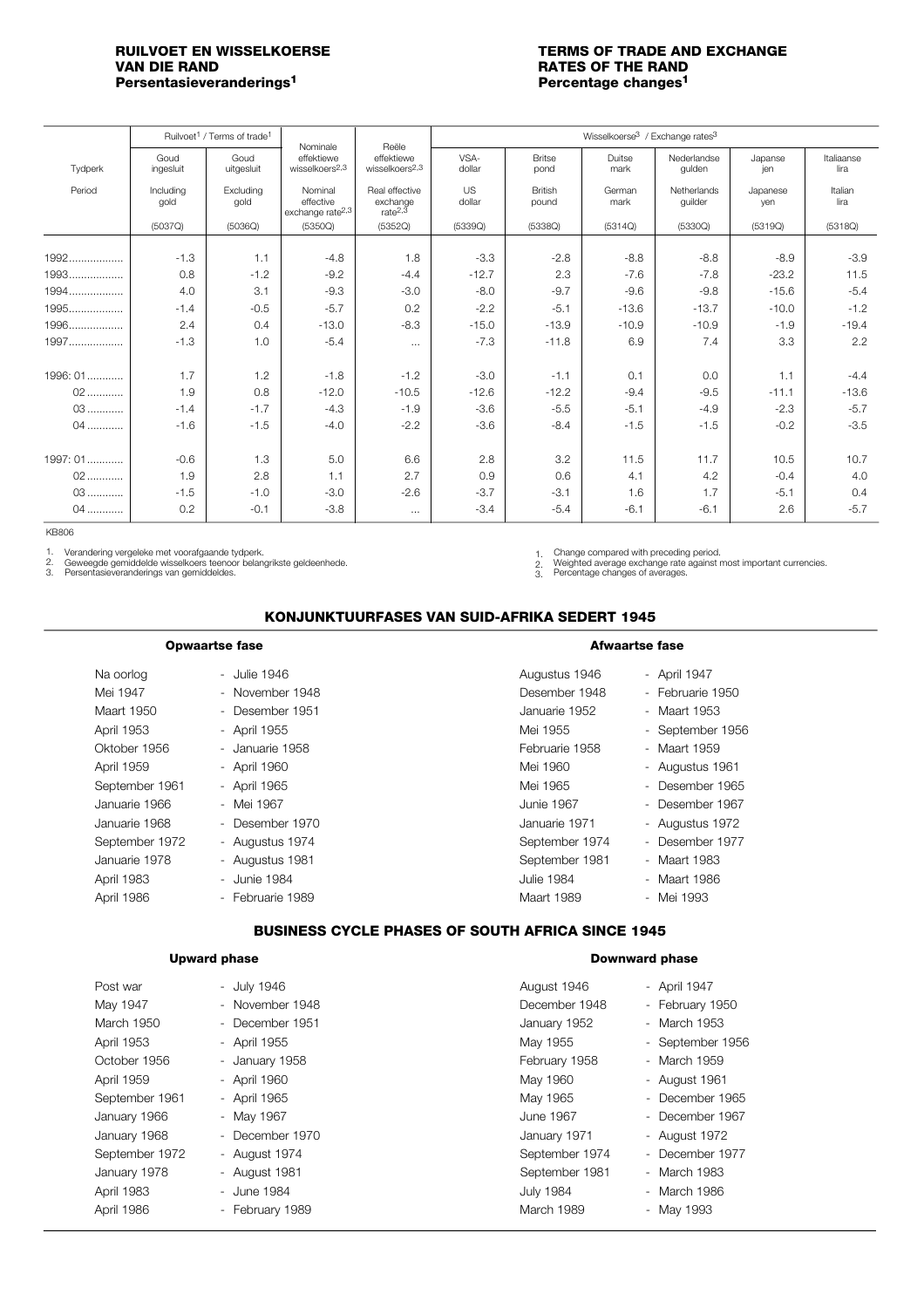## RUILVOET EN WISSELKOERSE VAN DIE RAND
### Persentasieveranderings[1]

## TERMS OF TRADE AND EXCHANGE RATES OF THE RAND
### Percentage changes[1]

| Tydperk / Period | Ruilvoet[1] / Terms of trade[1] | | Nominale effektiewe wisselkoers[2,3] / Nominal effective exchange rate[2,3] | Reële effektiewe wisselkoers[2,3] / Real effective exchange rate[2,3] | Wisselkoerse[3] / Exchange rates[3] | | | | | |
|---|---|---|---|---|---|---|---|---|---|---|
| | Goud ingesluit / Including gold | Goud uitgesluit / Excluding gold | | | VSA-dollar / US dollar | Britse pond / British pound | Duitse mark / German mark | Nederlandse gulden / Netherlands guilder | Japanse jen / Japanese yen | Italiaanse lira / Italian lira |
| | (5037Q) | (5036Q) | (5350Q) | (5352Q) | (5339Q) | (5338Q) | (5314Q) | (5330Q) | (5319Q) | (5318Q) |
| 1992 | -1.3 | 1.1 | -4.8 | 1.8 | -3.3 | -2.8 | -8.8 | -8.8 | -8.9 | -3.9 |
| 1993 | 0.8 | -1.2 | -9.2 | -4.4 | -12.7 | 2.3 | -7.6 | -7.8 | -23.2 | 11.5 |
| 1994 | 4.0 | 3.1 | -9.3 | -3.0 | -8.0 | -9.7 | -9.6 | -9.8 | -15.6 | -5.4 |
| 1995 | -1.4 | -0.5 | -5.7 | 0.2 | -2.2 | -5.1 | -13.6 | -13.7 | -10.0 | -1.2 |
| 1996 | 2.4 | 0.4 | -13.0 | -8.3 | -15.0 | -13.9 | -10.9 | -10.9 | -1.9 | -19.4 |
| 1997 | -1.3 | 1.0 | -5.4 | ... | -7.3 | -11.8 | 6.9 | 7.4 | 3.3 | 2.2 |
| 1996: 01 | 1.7 | 1.2 | -1.8 | -1.2 | -3.0 | -1.1 | 0.1 | 0.0 | 1.1 | -4.4 |
| 02 | 1.9 | 0.8 | -12.0 | -10.5 | -12.6 | -12.2 | -9.4 | -9.5 | -11.1 | -13.6 |
| 03 | -1.4 | -1.7 | -4.3 | -1.9 | -3.6 | -5.5 | -5.1 | -4.9 | -2.3 | -5.7 |
| 04 | -1.6 | -1.5 | -4.0 | -2.2 | -3.6 | -8.4 | -1.5 | -1.5 | -0.2 | -3.5 |
| 1997: 01 | -0.6 | 1.3 | 5.0 | 6.6 | 2.8 | 3.2 | 11.5 | 11.7 | 10.5 | 10.7 |
| 02 | 1.9 | 2.8 | 1.1 | 2.7 | 0.9 | 0.6 | 4.1 | 4.2 | -0.4 | 4.0 |
| 03 | -1.5 | -1.0 | -3.0 | -2.6 | -3.7 | -3.1 | 1.6 | 1.7 | -5.1 | 0.4 |
| 04 | 0.2 | -0.1 | -3.8 | ... | -3.4 | -5.4 | -6.1 | -6.1 | 2.6 | -5.7 |

KB806

1. Verandering vergeleke met voorafgaande tydperk.
2. Geweegde gemiddelde wisselkoers teenoor belangrikste geldeenhede.
3. Persentasieveranderings van gemiddeldes.

1. Change compared with preceding period.
2. Weighted average exchange rate against most important currencies.
3. Percentage changes of averages.

## KONJUNKTUURFASES VAN SUID-AFRIKA SEDERT 1945

| Opwaartse fase | Afwaartse fase |
|---|---|
| Na oorlog - Julie 1946 | Augustus 1946 - April 1947 |
| Mei 1947 - November 1948 | Desember 1948 - Februarie 1950 |
| Maart 1950 - Desember 1951 | Januarie 1952 - Maart 1953 |
| April 1953 - April 1955 | Mei 1955 - September 1956 |
| Oktober 1956 - Januarie 1958 | Februarie 1958 - Maart 1959 |
| April 1959 - April 1960 | Mei 1960 - Augustus 1961 |
| September 1961 - April 1965 | Mei 1965 - Desember 1965 |
| Januarie 1966 - Mei 1967 | Junie 1967 - Desember 1967 |
| Januarie 1968 - Desember 1970 | Januarie 1971 - Augustus 1972 |
| September 1972 - Augustus 1974 | September 1974 - Desember 1977 |
| Januarie 1978 - Augustus 1981 | September 1981 - Maart 1983 |
| April 1983 - Junie 1984 | Julie 1984 - Maart 1986 |
| April 1986 - Februarie 1989 | Maart 1989 - Mei 1993 |

## BUSINESS CYCLE PHASES OF SOUTH AFRICA SINCE 1945

| Upward phase | Downward phase |
|---|---|
| Post war - July 1946 | August 1946 - April 1947 |
| May 1947 - November 1948 | December 1948 - February 1950 |
| March 1950 - December 1951 | January 1952 - March 1953 |
| April 1953 - April 1955 | May 1955 - September 1956 |
| October 1956 - January 1958 | February 1958 - March 1959 |
| April 1959 - April 1960 | May 1960 - August 1961 |
| September 1961 - April 1965 | May 1965 - December 1965 |
| January 1966 - May 1967 | June 1967 - December 1967 |
| January 1968 - December 1970 | January 1971 - August 1972 |
| September 1972 - August 1974 | September 1974 - December 1977 |
| January 1978 - August 1981 | September 1981 - March 1983 |
| April 1983 - June 1984 | July 1984 - March 1986 |
| April 1986 - February 1989 | March 1989 - May 1993 |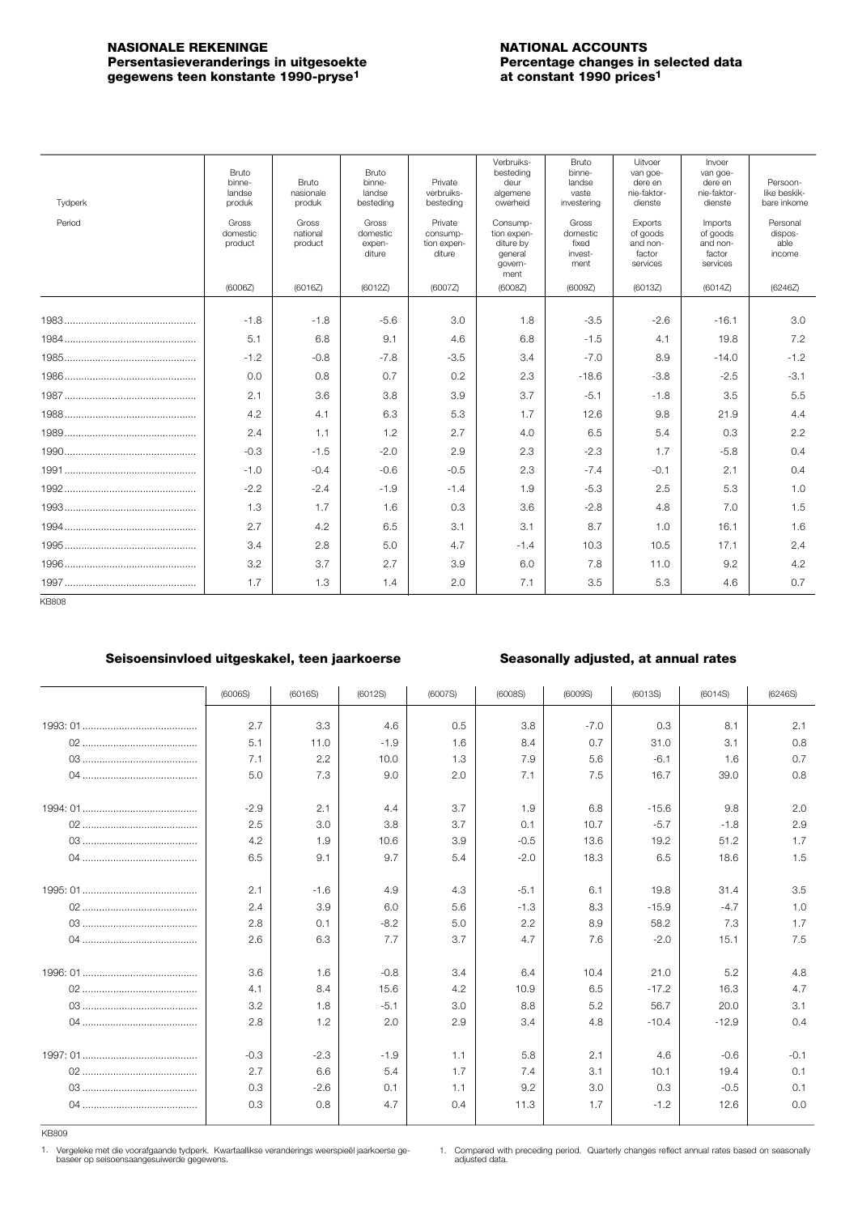## NASIONALE REKENINGE
### Persentasieveranderings in uitgesoekte gegewens teen konstante 1990-pryse[1]

## NATIONAL ACCOUNTS
### Percentage changes in selected data at constant 1990 prices[1]

| Tydperk / Period | Bruto binnelandse produk / Gross domestic product | Bruto nasionale produk / Gross national product | Bruto binnelandse besteding / Gross domestic expenditure | Private verbruiksbesteding / Private consumption expenditure | Verbruiksbesteding deur algemene owerheid / Consumption expenditure by general government | Bruto binnelandse vaste investering / Gross domestic fixed investment | Uitvoer van goedere en nie-faktordienste / Exports of goods and non-factor services | Invoer van goedere en nie-faktordienste / Imports of goods and non-factor services | Persoonlike beskikbare inkome / Personal disposable income |
|---|---|---|---|---|---|---|---|---|---|
| | (6006Z) | (6016Z) | (6012Z) | (6007Z) | (6008Z) | (6009Z) | (6013Z) | (6014Z) | (6246Z) |
| 1983 | -1.8 | -1.8 | -5.6 | 3.0 | 1.8 | -3.5 | -2.6 | -16.1 | 3.0 |
| 1984 | 5.1 | 6.8 | 9.1 | 4.6 | 6.8 | -1.5 | 4.1 | 19.8 | 7.2 |
| 1985 | -1.2 | -0.8 | -7.8 | -3.5 | 3.4 | -7.0 | 8.9 | -14.0 | -1.2 |
| 1986 | 0.0 | 0.8 | 0.7 | 0.2 | 2.3 | -18.6 | -3.8 | -2.5 | -3.1 |
| 1987 | 2.1 | 3.6 | 3.8 | 3.9 | 3.7 | -5.1 | -1.8 | 3.5 | 5.5 |
| 1988 | 4.2 | 4.1 | 6.3 | 5.3 | 1.7 | 12.6 | 9.8 | 21.9 | 4.4 |
| 1989 | 2.4 | 1.1 | 1.2 | 2.7 | 4.0 | 6.5 | 5.4 | 0.3 | 2.2 |
| 1990 | -0.3 | -1.5 | -2.0 | 2.9 | 2.3 | -2.3 | 1.7 | -5.8 | 0.4 |
| 1991 | -1.0 | -0.4 | -0.6 | -0.5 | 2.3 | -7.4 | -0.1 | 2.1 | 0.4 |
| 1992 | -2.2 | -2.4 | -1.9 | -1.4 | 1.9 | -5.3 | 2.5 | 5.3 | 1.0 |
| 1993 | 1.3 | 1.7 | 1.6 | 0.3 | 3.6 | -2.8 | 4.8 | 7.0 | 1.5 |
| 1994 | 2.7 | 4.2 | 6.5 | 3.1 | 3.1 | 8.7 | 1.0 | 16.1 | 1.6 |
| 1995 | 3.4 | 2.8 | 5.0 | 4.7 | -1.4 | 10.3 | 10.5 | 17.1 | 2.4 |
| 1996 | 3.2 | 3.7 | 2.7 | 3.9 | 6.0 | 7.8 | 11.0 | 9.2 | 4.2 |
| 1997 | 1.7 | 1.3 | 1.4 | 2.0 | 7.1 | 3.5 | 5.3 | 4.6 | 0.7 |

KB808

### Seisoensinvloed uitgeskakel, teen jaarkoerse / Seasonally adjusted, at annual rates

| | (6006S) | (6016S) | (6012S) | (6007S) | (6008S) | (6009S) | (6013S) | (6014S) | (6246S) |
|---|---|---|---|---|---|---|---|---|---|
| 1993: 01 | 2.7 | 3.3 | 4.6 | 0.5 | 3.8 | -7.0 | 0.3 | 8.1 | 2.1 |
| 02 | 5.1 | 11.0 | -1.9 | 1.6 | 8.4 | 0.7 | 31.0 | 3.1 | 0.8 |
| 03 | 7.1 | 2.2 | 10.0 | 1.3 | 7.9 | 5.6 | -6.1 | 1.6 | 0.7 |
| 04 | 5.0 | 7.3 | 9.0 | 2.0 | 7.1 | 7.5 | 16.7 | 39.0 | 0.8 |
| 1994: 01 | -2.9 | 2.1 | 4.4 | 3.7 | 1.9 | 6.8 | -15.6 | 9.8 | 2.0 |
| 02 | 2.5 | 3.0 | 3.8 | 3.7 | 0.1 | 10.7 | -5.7 | -1.8 | 2.9 |
| 03 | 4.2 | 1.9 | 10.6 | 3.9 | -0.5 | 13.6 | 19.2 | 51.2 | 1.7 |
| 04 | 6.5 | 9.1 | 9.7 | 5.4 | -2.0 | 18.3 | 6.5 | 18.6 | 1.5 |
| 1995: 01 | 2.1 | -1.6 | 4.9 | 4.3 | -5.1 | 6.1 | 19.8 | 31.4 | 3.5 |
| 02 | 2.4 | 3.9 | 6.0 | 5.6 | -1.3 | 8.3 | -15.9 | -4.7 | 1.0 |
| 03 | 2.8 | 0.1 | -8.2 | 5.0 | 2.2 | 8.9 | 58.2 | 7.3 | 1.7 |
| 04 | 2.6 | 6.3 | 7.7 | 3.7 | 4.7 | 7.6 | -2.0 | 15.1 | 7.5 |
| 1996: 01 | 3.6 | 1.6 | -0.8 | 3.4 | 6.4 | 10.4 | 21.0 | 5.2 | 4.8 |
| 02 | 4.1 | 8.4 | 15.6 | 4.2 | 10.9 | 6.5 | -17.2 | 16.3 | 4.7 |
| 03 | 3.2 | 1.8 | -5.1 | 3.0 | 8.8 | 5.2 | 56.7 | 20.0 | 3.1 |
| 04 | 2.8 | 1.2 | 2.0 | 2.9 | 3.4 | 4.8 | -10.4 | -12.9 | 0.4 |
| 1997: 01 | -0.3 | -2.3 | -1.9 | 1.1 | 5.8 | 2.1 | 4.6 | -0.6 | -0.1 |
| 02 | 2.7 | 6.6 | 5.4 | 1.7 | 7.4 | 3.1 | 10.1 | 19.4 | 0.1 |
| 03 | 0.3 | -2.6 | 0.1 | 1.1 | 9.2 | 3.0 | 0.3 | -0.5 | 0.1 |
| 04 | 0.3 | 0.8 | 4.7 | 0.4 | 11.3 | 1.7 | -1.2 | 12.6 | 0.0 |

KB809

1. Vergeleke met die voorafgaande tydperk. Kwartaallikse veranderings weerspieël jaarkoerse gebaseer op seisoensaangesuiwerde gegewens.

1. Compared with preceding period. Quarterly changes reflect annual rates based on seasonally adjusted data.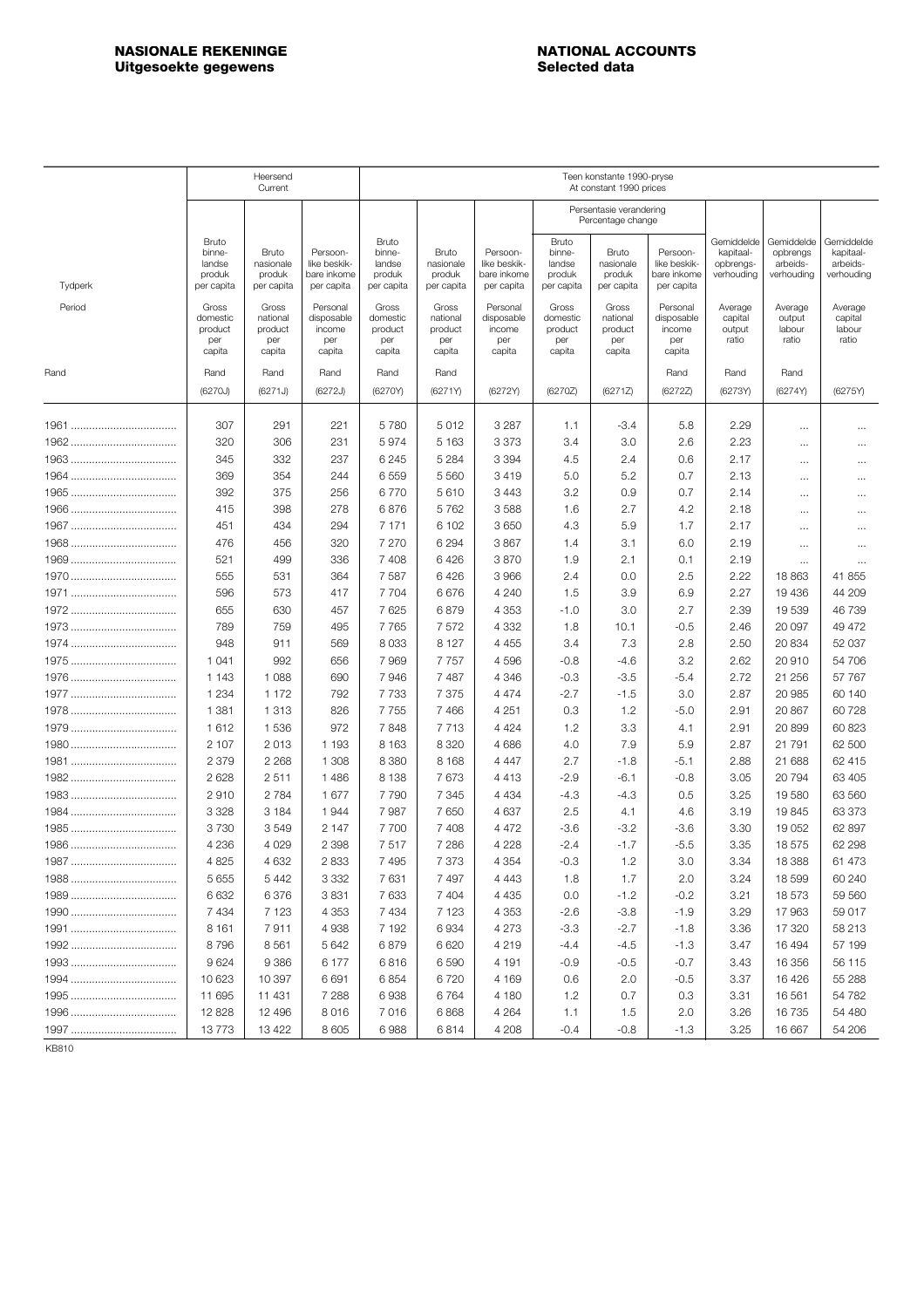**NASIONALE REKENINGE**
**Uitgesoekte gegewens**

**NATIONAL ACCOUNTS**
**Selected data**

| Tydperk / Period | Heersend / Current | | | Teen konstante 1990-pryse / At constant 1990 prices | | | | | | | | |
|---|---|---|---|---|---|---|---|---|---|---|---|---|
| | | | | | | | Persentasie verandering / Percentage change | | | | | |
| | Bruto binnelandse produk per capita / Gross domestic product per capita | Bruto nasionale produk per capita / Gross national product per capita | Persoonlike beskikbare inkome per capita / Personal disposable income per capita | Bruto binnelandse produk per capita / Gross domestic product per capita | Bruto nasionale produk per capita / Gross national product per capita | Persoonlike beskikbare inkome per capita / Personal disposable income per capita | Bruto binnelandse produk per capita / Gross domestic product per capita | Bruto nasionale produk per capita / Gross national product per capita | Persoonlike beskikbare inkome per capita / Personal disposable income per capita | Gemiddelde kapitaal-opbrengsverhouding / Average capital output ratio | Gemiddelde opbrengs arbeidsverhouding / Average output labour ratio | Gemiddelde kapitaal-arbeidsverhouding / Average capital labour ratio |
| Rand | Rand | Rand | Rand | Rand | Rand | | | | Rand | Rand | Rand | |
| | (6270J) | (6271J) | (6272J) | (6270Y) | (6271Y) | (6272Y) | (6270Z) | (6271Z) | (6272Z) | (6273Y) | (6274Y) | (6275Y) |
| 1961 | 307 | 291 | 221 | 5 780 | 5 012 | 3 287 | 1.1 | -3.4 | 5.8 | 2.29 | ... | ... |
| 1962 | 320 | 306 | 231 | 5 974 | 5 163 | 3 373 | 3.4 | 3.0 | 2.6 | 2.23 | ... | ... |
| 1963 | 345 | 332 | 237 | 6 245 | 5 284 | 3 394 | 4.5 | 2.4 | 0.6 | 2.17 | ... | ... |
| 1964 | 369 | 354 | 244 | 6 559 | 5 560 | 3 419 | 5.0 | 5.2 | 0.7 | 2.13 | ... | ... |
| 1965 | 392 | 375 | 256 | 6 770 | 5 610 | 3 443 | 3.2 | 0.9 | 0.7 | 2.14 | ... | ... |
| 1966 | 415 | 398 | 278 | 6 876 | 5 762 | 3 588 | 1.6 | 2.7 | 4.2 | 2.18 | ... | ... |
| 1967 | 451 | 434 | 294 | 7 171 | 6 102 | 3 650 | 4.3 | 5.9 | 1.7 | 2.17 | ... | ... |
| 1968 | 476 | 456 | 320 | 7 270 | 6 294 | 3 867 | 1.4 | 3.1 | 6.0 | 2.19 | ... | ... |
| 1969 | 521 | 499 | 336 | 7 408 | 6 426 | 3 870 | 1.9 | 2.1 | 0.1 | 2.19 | ... | ... |
| 1970 | 555 | 531 | 364 | 7 587 | 6 426 | 3 966 | 2.4 | 0.0 | 2.5 | 2.22 | 18 863 | 41 855 |
| 1971 | 596 | 573 | 417 | 7 704 | 6 676 | 4 240 | 1.5 | 3.9 | 6.9 | 2.27 | 19 436 | 44 209 |
| 1972 | 655 | 630 | 457 | 7 625 | 6 879 | 4 353 | -1.0 | 3.0 | 2.7 | 2.39 | 19 539 | 46 739 |
| 1973 | 789 | 759 | 495 | 7 765 | 7 572 | 4 332 | 1.8 | 10.1 | -0.5 | 2.46 | 20 097 | 49 472 |
| 1974 | 948 | 911 | 569 | 8 033 | 8 127 | 4 455 | 3.4 | 7.3 | 2.8 | 2.50 | 20 834 | 52 037 |
| 1975 | 1 041 | 992 | 656 | 7 969 | 7 757 | 4 596 | -0.8 | -4.6 | 3.2 | 2.62 | 20 910 | 54 706 |
| 1976 | 1 143 | 1 088 | 690 | 7 946 | 7 487 | 4 346 | -0.3 | -3.5 | -5.4 | 2.72 | 21 256 | 57 767 |
| 1977 | 1 234 | 1 172 | 792 | 7 733 | 7 375 | 4 474 | -2.7 | -1.5 | 3.0 | 2.87 | 20 985 | 60 140 |
| 1978 | 1 381 | 1 313 | 826 | 7 755 | 7 466 | 4 251 | 0.3 | 1.2 | -5.0 | 2.91 | 20 867 | 60 728 |
| 1979 | 1 612 | 1 536 | 972 | 7 848 | 7 713 | 4 424 | 1.2 | 3.3 | 4.1 | 2.91 | 20 899 | 60 823 |
| 1980 | 2 107 | 2 013 | 1 193 | 8 163 | 8 320 | 4 686 | 4.0 | 7.9 | 5.9 | 2.87 | 21 791 | 62 500 |
| 1981 | 2 379 | 2 268 | 1 308 | 8 380 | 8 168 | 4 447 | 2.7 | -1.8 | -5.1 | 2.88 | 21 688 | 62 415 |
| 1982 | 2 628 | 2 511 | 1 486 | 8 138 | 7 673 | 4 413 | -2.9 | -6.1 | -0.8 | 3.05 | 20 794 | 63 405 |
| 1983 | 2 910 | 2 784 | 1 677 | 7 790 | 7 345 | 4 434 | -4.3 | -4.3 | 0.5 | 3.25 | 19 580 | 63 560 |
| 1984 | 3 328 | 3 184 | 1 944 | 7 987 | 7 650 | 4 637 | 2.5 | 4.1 | 4.6 | 3.19 | 19 845 | 63 373 |
| 1985 | 3 730 | 3 549 | 2 147 | 7 700 | 7 408 | 4 472 | -3.6 | -3.2 | -3.6 | 3.30 | 19 052 | 62 897 |
| 1986 | 4 236 | 4 029 | 2 398 | 7 517 | 7 286 | 4 228 | -2.4 | -1.7 | -5.5 | 3.35 | 18 575 | 62 298 |
| 1987 | 4 825 | 4 632 | 2 833 | 7 495 | 7 373 | 4 354 | -0.3 | 1.2 | 3.0 | 3.34 | 18 388 | 61 473 |
| 1988 | 5 655 | 5 442 | 3 332 | 7 631 | 7 497 | 4 443 | 1.8 | 1.7 | 2.0 | 3.24 | 18 599 | 60 240 |
| 1989 | 6 632 | 6 376 | 3 831 | 7 633 | 7 404 | 4 435 | 0.0 | -1.2 | -0.2 | 3.21 | 18 573 | 59 560 |
| 1990 | 7 434 | 7 123 | 4 353 | 7 434 | 7 123 | 4 353 | -2.6 | -3.8 | -1.9 | 3.29 | 17 963 | 59 017 |
| 1991 | 8 161 | 7 911 | 4 938 | 7 192 | 6 934 | 4 273 | -3.3 | -2.7 | -1.8 | 3.36 | 17 320 | 58 213 |
| 1992 | 8 796 | 8 561 | 5 642 | 6 879 | 6 620 | 4 219 | -4.4 | -4.5 | -1.3 | 3.47 | 16 494 | 57 199 |
| 1993 | 9 624 | 9 386 | 6 177 | 6 816 | 6 590 | 4 191 | -0.9 | -0.5 | -0.7 | 3.43 | 16 356 | 56 115 |
| 1994 | 10 623 | 10 397 | 6 691 | 6 854 | 6 720 | 4 169 | 0.6 | 2.0 | -0.5 | 3.37 | 16 426 | 55 288 |
| 1995 | 11 695 | 11 431 | 7 288 | 6 938 | 6 764 | 4 180 | 1.2 | 0.7 | 0.3 | 3.31 | 16 561 | 54 782 |
| 1996 | 12 828 | 12 496 | 8 016 | 7 016 | 6 868 | 4 264 | 1.1 | 1.5 | 2.0 | 3.26 | 16 735 | 54 480 |
| 1997 | 13 773 | 13 422 | 8 605 | 6 988 | 6 814 | 4 208 | -0.4 | -0.8 | -1.3 | 3.25 | 16 667 | 54 206 |

KB810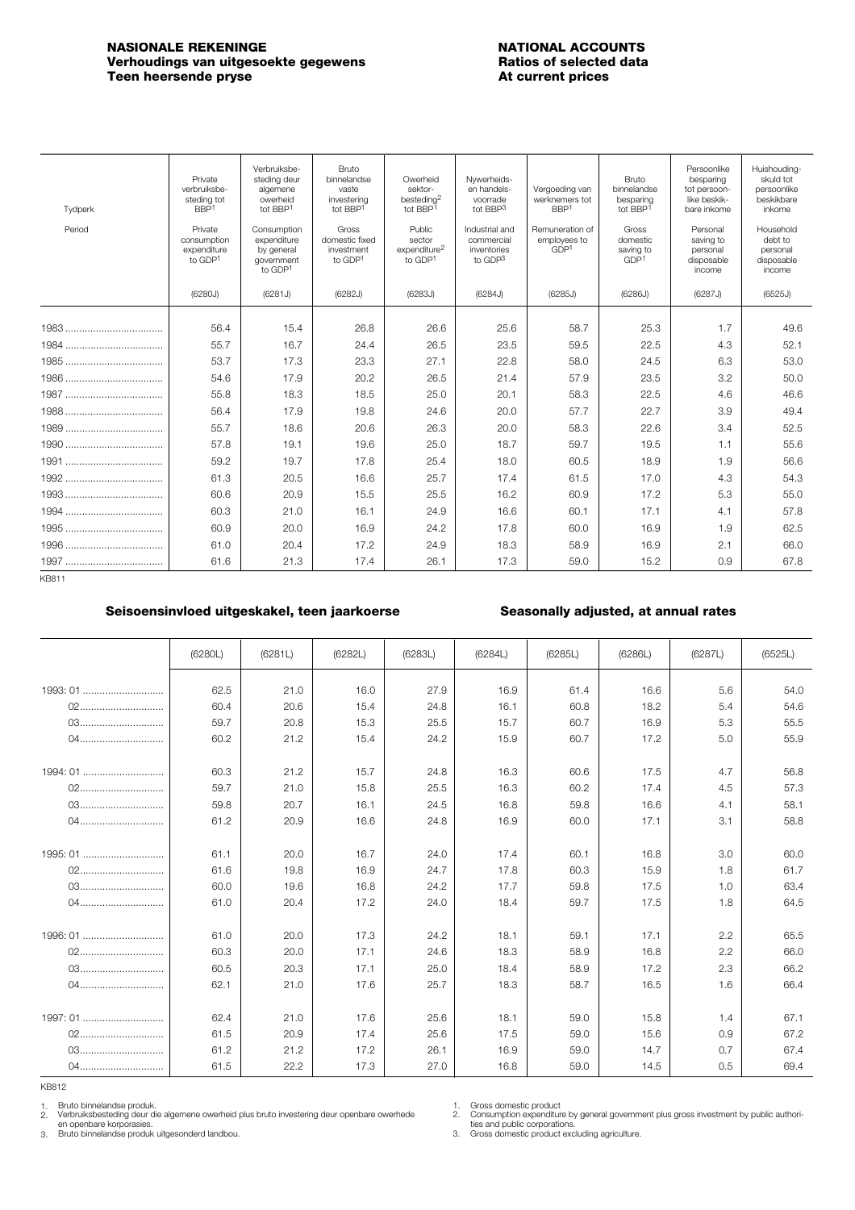## NASIONALE REKENINGE
### Verhoudings van uitgesoekte gegewens
### Teen heersende pryse

## NATIONAL ACCOUNTS
### Ratios of selected data
### At current prices

| Tydperk / Period | Private verbruiksbesteding tot BBP[1] / Private consumption expenditure to GDP[1] (6280J) | Verbruiksbesteding deur algemene owerheid tot BBP[1] / Consumption expenditure by general government to GDP[1] (6281J) | Bruto binnelandse vaste investering tot BBP[1] / Gross domestic fixed investment to GDP[1] (6282J) | Owerheid sektorbesteding[2] tot BBP[1] / Public sector expenditure[2] to GDP[1] (6283J) | Nywerheids- en handelsvoorrade tot BBP[3] / Industrial and commercial inventories to GDP[3] (6284J) | Vergoeding van werknemers tot BBP[1] / Remuneration of employees to GDP[1] (6285J) | Bruto binnelandse besparing tot BBP[1] / Gross domestic saving to GDP[1] (6286J) | Persoonlike besparing tot persoonlike beskikbare inkome / Personal saving to personal disposable income (6287J) | Huishoudingskuld tot persoonlike beskikbare inkome / Household debt to personal disposable income (6525J) |
|---|---|---|---|---|---|---|---|---|---|
| 1983 | 56.4 | 15.4 | 26.8 | 26.6 | 25.6 | 58.7 | 25.3 | 1.7 | 49.6 |
| 1984 | 55.7 | 16.7 | 24.4 | 26.5 | 23.5 | 59.5 | 22.5 | 4.3 | 52.1 |
| 1985 | 53.7 | 17.3 | 23.3 | 27.1 | 22.8 | 58.0 | 24.5 | 6.3 | 53.0 |
| 1986 | 54.6 | 17.9 | 20.2 | 26.5 | 21.4 | 57.9 | 23.5 | 3.2 | 50.0 |
| 1987 | 55.8 | 18.3 | 18.5 | 25.0 | 20.1 | 58.3 | 22.5 | 4.6 | 46.6 |
| 1988 | 56.4 | 17.9 | 19.8 | 24.6 | 20.0 | 57.7 | 22.7 | 3.9 | 49.4 |
| 1989 | 55.7 | 18.6 | 20.6 | 26.3 | 20.0 | 58.3 | 22.6 | 3.4 | 52.5 |
| 1990 | 57.8 | 19.1 | 19.6 | 25.0 | 18.7 | 59.7 | 19.5 | 1.1 | 55.6 |
| 1991 | 59.2 | 19.7 | 17.8 | 25.4 | 18.0 | 60.5 | 18.9 | 1.9 | 56.6 |
| 1992 | 61.3 | 20.5 | 16.6 | 25.7 | 17.4 | 61.5 | 17.0 | 4.3 | 54.3 |
| 1993 | 60.6 | 20.9 | 15.5 | 25.5 | 16.2 | 60.9 | 17.2 | 5.3 | 55.0 |
| 1994 | 60.3 | 21.0 | 16.1 | 24.9 | 16.6 | 60.1 | 17.1 | 4.1 | 57.8 |
| 1995 | 60.9 | 20.0 | 16.9 | 24.2 | 17.8 | 60.0 | 16.9 | 1.9 | 62.5 |
| 1996 | 61.0 | 20.4 | 17.2 | 24.9 | 18.3 | 58.9 | 16.9 | 2.1 | 66.0 |
| 1997 | 61.6 | 21.3 | 17.4 | 26.1 | 17.3 | 59.0 | 15.2 | 0.9 | 67.8 |

KB811

### Seisoensinvloed uitgeskakel, teen jaarkoerse

### Seasonally adjusted, at annual rates

| | (6280L) | (6281L) | (6282L) | (6283L) | (6284L) | (6285L) | (6286L) | (6287L) | (6525L) |
|---|---|---|---|---|---|---|---|---|---|
| 1993: 01 | 62.5 | 21.0 | 16.0 | 27.9 | 16.9 | 61.4 | 16.6 | 5.6 | 54.0 |
| 02 | 60.4 | 20.6 | 15.4 | 24.8 | 16.1 | 60.8 | 18.2 | 5.4 | 54.6 |
| 03 | 59.7 | 20.8 | 15.3 | 25.5 | 15.7 | 60.7 | 16.9 | 5.3 | 55.5 |
| 04 | 60.2 | 21.2 | 15.4 | 24.2 | 15.9 | 60.7 | 17.2 | 5.0 | 55.9 |
| 1994: 01 | 60.3 | 21.2 | 15.7 | 24.8 | 16.3 | 60.6 | 17.5 | 4.7 | 56.8 |
| 02 | 59.7 | 21.0 | 15.8 | 25.5 | 16.3 | 60.2 | 17.4 | 4.5 | 57.3 |
| 03 | 59.8 | 20.7 | 16.1 | 24.5 | 16.8 | 59.8 | 16.6 | 4.1 | 58.1 |
| 04 | 61.2 | 20.9 | 16.6 | 24.8 | 16.9 | 60.0 | 17.1 | 3.1 | 58.8 |
| 1995: 01 | 61.1 | 20.0 | 16.7 | 24.0 | 17.4 | 60.1 | 16.8 | 3.0 | 60.0 |
| 02 | 61.6 | 19.8 | 16.9 | 24.7 | 17.8 | 60.3 | 15.9 | 1.8 | 61.7 |
| 03 | 60.0 | 19.6 | 16.8 | 24.2 | 17.7 | 59.8 | 17.5 | 1.0 | 63.4 |
| 04 | 61.0 | 20.4 | 17.2 | 24.0 | 18.4 | 59.7 | 17.5 | 1.8 | 64.5 |
| 1996: 01 | 61.0 | 20.0 | 17.3 | 24.2 | 18.1 | 59.1 | 17.1 | 2.2 | 65.5 |
| 02 | 60.3 | 20.0 | 17.1 | 24.6 | 18.3 | 58.9 | 16.8 | 2.2 | 66.0 |
| 03 | 60.5 | 20.3 | 17.1 | 25.0 | 18.4 | 58.9 | 17.2 | 2.3 | 66.2 |
| 04 | 62.1 | 21.0 | 17.6 | 25.7 | 18.3 | 58.7 | 16.5 | 1.6 | 66.4 |
| 1997: 01 | 62.4 | 21.0 | 17.6 | 25.6 | 18.1 | 59.0 | 15.8 | 1.4 | 67.1 |
| 02 | 61.5 | 20.9 | 17.4 | 25.6 | 17.5 | 59.0 | 15.6 | 0.9 | 67.2 |
| 03 | 61.2 | 21.2 | 17.2 | 26.1 | 16.9 | 59.0 | 14.7 | 0.7 | 67.4 |
| 04 | 61.5 | 22.2 | 17.3 | 27.0 | 16.8 | 59.0 | 14.5 | 0.5 | 69.4 |

KB812

1. Bruto binnelandse produk.
2. Verbruiksbesteding deur die algemene owerheid plus bruto investering deur openbare owerhede en openbare korporasies.
3. Bruto binnelandse produk uitgesonderd landbou.

1. Gross domestic product
2. Consumption expenditure by general government plus gross investment by public authorities and public corporations.
3. Gross domestic product excluding agriculture.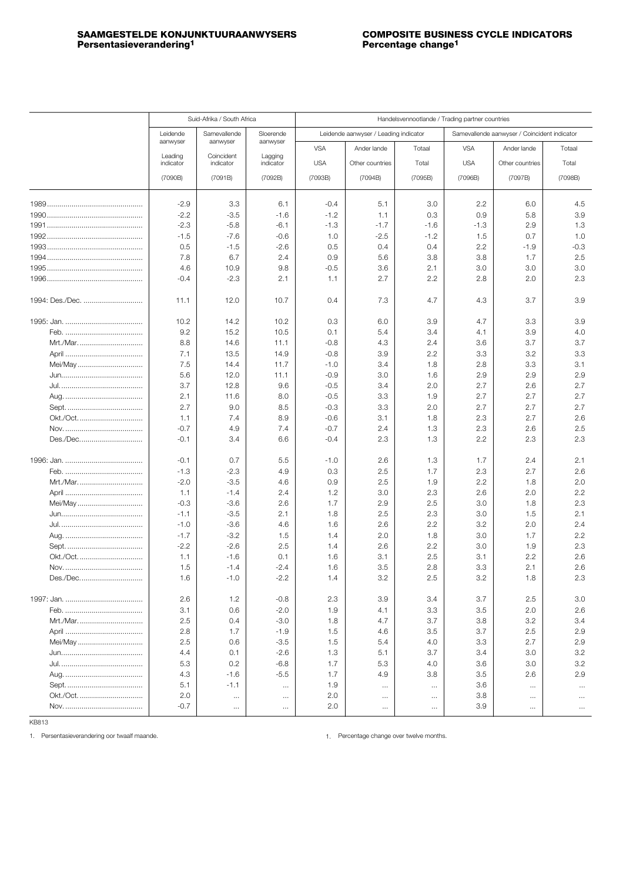**SAAMGESTELDE KONJUNKTUURAANWYSERS**
**Persentasieverandering[1]**

**COMPOSITE BUSINESS CYCLE INDICATORS**
**Percentage change[1]**

| | Suid-Afrika / South Africa | | | Handelsvennootlande / Trading partner countries | | | | | |
|---|---|---|---|---|---|---|---|---|---|
| | Leidende aanwyser | Samevallende aanwyser | Sloerende aanwyser | Leidende aanwyser / Leading indicator | | | Samevallende aanwyser / Coincident indicator | | |
| | Leading indicator | Coincident indicator | Lagging indicator | VSA / USA | Ander lande / Other countries | Totaal / Total | VSA / USA | Ander lande / Other countries | Totaal / Total |
| | (7090B) | (7091B) | (7092B) | (7093B) | (7094B) | (7095B) | (7096B) | (7097B) | (7098B) |
| 1989 | -2.9 | 3.3 | 6.1 | -0.4 | 5.1 | 3.0 | 2.2 | 6.0 | 4.5 |
| 1990 | -2.2 | -3.5 | -1.6 | -1.2 | 1.1 | 0.3 | 0.9 | 5.8 | 3.9 |
| 1991 | -2.3 | -5.8 | -6.1 | -1.3 | -1.7 | -1.6 | -1.3 | 2.9 | 1.3 |
| 1992 | -1.5 | -7.6 | -0.6 | 1.0 | -2.5 | -1.2 | 1.5 | 0.7 | 1.0 |
| 1993 | 0.5 | -1.5 | -2.6 | 0.5 | 0.4 | 0.4 | 2.2 | -1.9 | -0.3 |
| 1994 | 7.8 | 6.7 | 2.4 | 0.9 | 5.6 | 3.8 | 3.8 | 1.7 | 2.5 |
| 1995 | 4.6 | 10.9 | 9.8 | -0.5 | 3.6 | 2.1 | 3.0 | 3.0 | 3.0 |
| 1996 | -0.4 | -2.3 | 2.1 | 1.1 | 2.7 | 2.2 | 2.8 | 2.0 | 2.3 |
| 1994: Des./Dec. | 11.1 | 12.0 | 10.7 | 0.4 | 7.3 | 4.7 | 4.3 | 3.7 | 3.9 |
| 1995: Jan. | 10.2 | 14.2 | 10.2 | 0.3 | 6.0 | 3.9 | 4.7 | 3.3 | 3.9 |
| Feb. | 9.2 | 15.2 | 10.5 | 0.1 | 5.4 | 3.4 | 4.1 | 3.9 | 4.0 |
| Mrt./Mar. | 8.8 | 14.6 | 11.1 | -0.8 | 4.3 | 2.4 | 3.6 | 3.7 | 3.7 |
| April | 7.1 | 13.5 | 14.9 | -0.8 | 3.9 | 2.2 | 3.3 | 3.2 | 3.3 |
| Mei/May | 7.5 | 14.4 | 11.7 | -1.0 | 3.4 | 1.8 | 2.8 | 3.3 | 3.1 |
| Jun. | 5.6 | 12.0 | 11.1 | -0.9 | 3.0 | 1.6 | 2.9 | 2.9 | 2.9 |
| Jul. | 3.7 | 12.8 | 9.6 | -0.5 | 3.4 | 2.0 | 2.7 | 2.6 | 2.7 |
| Aug. | 2.1 | 11.6 | 8.0 | -0.5 | 3.3 | 1.9 | 2.7 | 2.7 | 2.7 |
| Sept. | 2.7 | 9.0 | 8.5 | -0.3 | 3.3 | 2.0 | 2.7 | 2.7 | 2.7 |
| Okt./Oct. | 1.1 | 7.4 | 8.9 | -0.6 | 3.1 | 1.8 | 2.3 | 2.7 | 2.6 |
| Nov. | -0.7 | 4.9 | 7.4 | -0.7 | 2.4 | 1.3 | 2.3 | 2.6 | 2.5 |
| Des./Dec. | -0.1 | 3.4 | 6.6 | -0.4 | 2.3 | 1.3 | 2.2 | 2.3 | 2.3 |
| 1996: Jan. | -0.1 | 0.7 | 5.5 | -1.0 | 2.6 | 1.3 | 1.7 | 2.4 | 2.1 |
| Feb. | -1.3 | -2.3 | 4.9 | 0.3 | 2.5 | 1.7 | 2.3 | 2.7 | 2.6 |
| Mrt./Mar. | -2.0 | -3.5 | 4.6 | 0.9 | 2.5 | 1.9 | 2.2 | 1.8 | 2.0 |
| April | 1.1 | -1.4 | 2.4 | 1.2 | 3.0 | 2.3 | 2.6 | 2.0 | 2.2 |
| Mei/May | -0.3 | -3.6 | 2.6 | 1.7 | 2.9 | 2.5 | 3.0 | 1.8 | 2.3 |
| Jun. | -1.1 | -3.5 | 2.1 | 1.8 | 2.5 | 2.3 | 3.0 | 1.5 | 2.1 |
| Jul. | -1.0 | -3.6 | 4.6 | 1.6 | 2.6 | 2.2 | 3.2 | 2.0 | 2.4 |
| Aug. | -1.7 | -3.2 | 1.5 | 1.4 | 2.0 | 1.8 | 3.0 | 1.7 | 2.2 |
| Sept. | -2.2 | -2.6 | 2.5 | 1.4 | 2.6 | 2.2 | 3.0 | 1.9 | 2.3 |
| Okt./Oct. | 1.1 | -1.6 | 0.1 | 1.6 | 3.1 | 2.5 | 3.1 | 2.2 | 2.6 |
| Nov. | 1.5 | -1.4 | -2.4 | 1.6 | 3.5 | 2.8 | 3.3 | 2.1 | 2.6 |
| Des./Dec. | 1.6 | -1.0 | -2.2 | 1.4 | 3.2 | 2.5 | 3.2 | 1.8 | 2.3 |
| 1997: Jan. | 2.6 | 1.2 | -0.8 | 2.3 | 3.9 | 3.4 | 3.7 | 2.5 | 3.0 |
| Feb. | 3.1 | 0.6 | -2.0 | 1.9 | 4.1 | 3.3 | 3.5 | 2.0 | 2.6 |
| Mrt./Mar. | 2.5 | 0.4 | -3.0 | 1.8 | 4.7 | 3.7 | 3.8 | 3.2 | 3.4 |
| April | 2.8 | 1.7 | -1.9 | 1.5 | 4.6 | 3.5 | 3.7 | 2.5 | 2.9 |
| Mei/May | 2.5 | 0.6 | -3.5 | 1.5 | 5.4 | 4.0 | 3.3 | 2.7 | 2.9 |
| Jun. | 4.4 | 0.1 | -2.6 | 1.3 | 5.1 | 3.7 | 3.4 | 3.0 | 3.2 |
| Jul. | 5.3 | 0.2 | -6.8 | 1.7 | 5.3 | 4.0 | 3.6 | 3.0 | 3.2 |
| Aug. | 4.3 | -1.6 | -5.5 | 1.7 | 4.9 | 3.8 | 3.5 | 2.6 | 2.9 |
| Sept. | 5.1 | -1.1 | ... | 1.9 | ... | ... | 3.6 | ... | ... |
| Okt./Oct. | 2.0 | ... | ... | 2.0 | ... | ... | 3.8 | ... | ... |
| Nov. | -0.7 | ... | ... | 2.0 | ... | ... | 3.9 | ... | ... |

KB813

1. Persentasieverandering oor twaalf maande.

1. Percentage change over twelve months.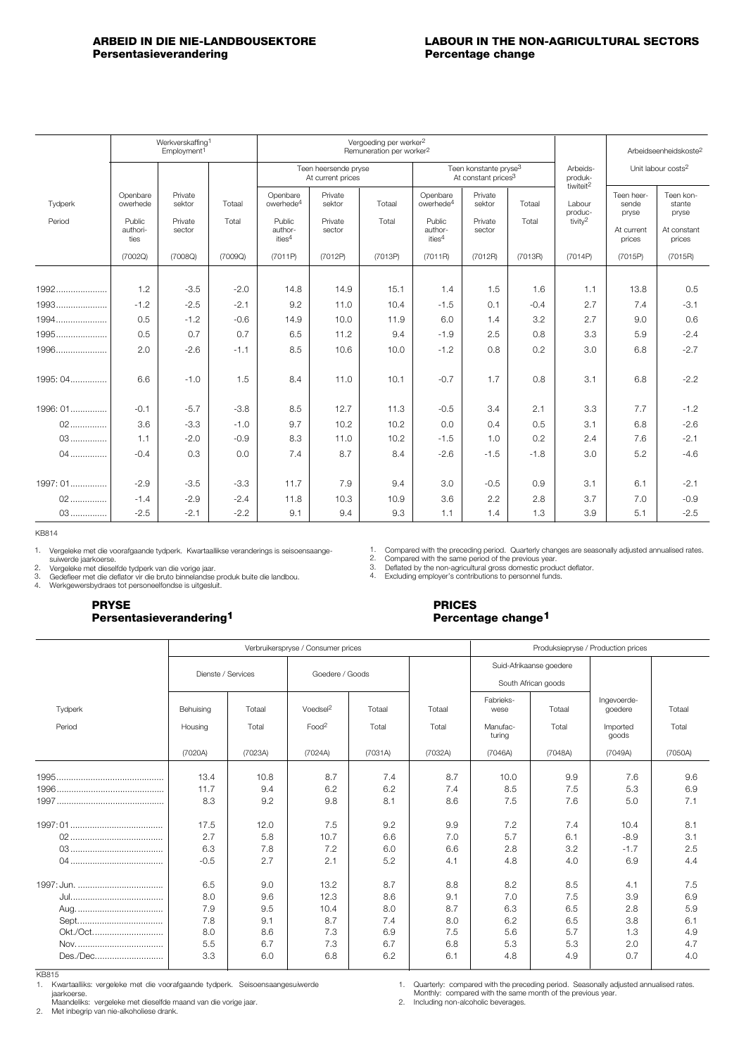## ARBEID IN DIE NIE-LANDBOUSEKTORE / LABOUR IN THE NON-AGRICULTURAL SECTORS
### Persentasieverandering / Percentage change

| Tydperk / Period | Werkverskaffing[1] / Employment[1] | | | Vergoeding per werker[2] / Remuneration per worker[2] | | | | | | Arbeids-produktiwiteit[2] / Labour productivity[2] | Arbeidseenheidskoste[2] / Unit labour costs[2] | |
|---|---|---|---|---|---|---|---|---|---|---|---|---|
| | | | | Teen heersende pryse / At current prices | | | Teen konstante pryse[3] / At constant prices[3] | | | | | |
| | Openbare owerhede / Public authorities | Private sektor / Private sector | Totaal / Total | Openbare owerhede[4] / Public authorities[4] | Private sektor / Private sector | Totaal / Total | Openbare owerhede[4] / Public authorities[4] | Private sektor / Private sector | Totaal / Total | | Teen heersende pryse / At current prices | Teen konstante pryse / At constant prices |
| | (7002Q) | (7008Q) | (7009Q) | (7011P) | (7012P) | (7013P) | (7011R) | (7012R) | (7013R) | (7014P) | (7015P) | (7015R) |
| 1992 | 1.2 | -3.5 | -2.0 | 14.8 | 14.9 | 15.1 | 1.4 | 1.5 | 1.6 | 1.1 | 13.8 | 0.5 |
| 1993 | -1.2 | -2.5 | -2.1 | 9.2 | 11.0 | 10.4 | -1.5 | 0.1 | -0.4 | 2.7 | 7.4 | -3.1 |
| 1994 | 0.5 | -1.2 | -0.6 | 14.9 | 10.0 | 11.9 | 6.0 | 1.4 | 3.2 | 2.7 | 9.0 | 0.6 |
| 1995 | 0.5 | 0.7 | 0.7 | 6.5 | 11.2 | 9.4 | -1.9 | 2.5 | 0.8 | 3.3 | 5.9 | -2.4 |
| 1996 | 2.0 | -2.6 | -1.1 | 8.5 | 10.6 | 10.0 | -1.2 | 0.8 | 0.2 | 3.0 | 6.8 | -2.7 |
| 1995: 04 | 6.6 | -1.0 | 1.5 | 8.4 | 11.0 | 10.1 | -0.7 | 1.7 | 0.8 | 3.1 | 6.8 | -2.2 |
| 1996: 01 | -0.1 | -5.7 | -3.8 | 8.5 | 12.7 | 11.3 | -0.5 | 3.4 | 2.1 | 3.3 | 7.7 | -1.2 |
| 02 | 3.6 | -3.3 | -1.0 | 9.7 | 10.2 | 10.2 | 0.0 | 0.4 | 0.5 | 3.1 | 6.8 | -2.6 |
| 03 | 1.1 | -2.0 | -0.9 | 8.3 | 11.0 | 10.2 | -1.5 | 1.0 | 0.2 | 2.4 | 7.6 | -2.1 |
| 04 | -0.4 | 0.3 | 0.0 | 7.4 | 8.7 | 8.4 | -2.6 | -1.5 | -1.8 | 3.0 | 5.2 | -4.6 |
| 1997: 01 | -2.9 | -3.5 | -3.3 | 11.7 | 7.9 | 9.4 | 3.0 | -0.5 | 0.9 | 3.1 | 6.1 | -2.1 |
| 02 | -1.4 | -2.9 | -2.4 | 11.8 | 10.3 | 10.9 | 3.6 | 2.2 | 2.8 | 3.7 | 7.0 | -0.9 |
| 03 | -2.5 | -2.1 | -2.2 | 9.1 | 9.4 | 9.3 | 1.1 | 1.4 | 1.3 | 3.9 | 5.1 | -2.5 |

KB814

1. Vergeleke met die voorafgaande tydperk. Kwartaallikse veranderings is seisoensaangesuiwerde jaarkoerse.
2. Vergeleke met dieselfde tydperk van die vorige jaar.
3. Gedefleer met die deflator vir die bruto binnelandse produk buite die landbou.
4. Werkgewersbydraes tot personeelfondse is uitgesluit.

1. Compared with the preceding period. Quarterly changes are seasonally adjusted annualised rates.
2. Compared with the same period of the previous year.
3. Deflated by the non-agricultural gross domestic product deflator.
4. Excluding employer's contributions to personnel funds.

## PRYSE / PRICES
### Persentasieverandering[1] / Percentage change[1]

| Tydperk / Period | Verbruikerspryse / Consumer prices | | | | | Produksiepryse / Production prices | | | |
|---|---|---|---|---|---|---|---|---|---|
| | Dienste / Services | | Goedere / Goods | | | Suid-Afrikaanse goedere / South African goods | | | |
| | Behuising / Housing | Totaal / Total | Voedsel[2] / Food[2] | Totaal / Total | Totaal / Total | Fabriekswese / Manufacturing | Totaal / Total | Ingevoerde goedere / Imported goods | Totaal / Total |
| | (7020A) | (7023A) | (7024A) | (7031A) | (7032A) | (7046A) | (7048A) | (7049A) | (7050A) |
| 1995 | 13.4 | 10.8 | 8.7 | 7.4 | 8.7 | 10.0 | 9.9 | 7.6 | 9.6 |
| 1996 | 11.7 | 9.4 | 6.2 | 6.2 | 7.4 | 8.5 | 7.5 | 5.3 | 6.9 |
| 1997 | 8.3 | 9.2 | 9.8 | 8.1 | 8.6 | 7.5 | 7.6 | 5.0 | 7.1 |
| 1997: 01 | 17.5 | 12.0 | 7.5 | 9.2 | 9.9 | 7.2 | 7.4 | 10.4 | 8.1 |
| 02 | 2.7 | 5.8 | 10.7 | 6.6 | 7.0 | 5.7 | 6.1 | -8.9 | 3.1 |
| 03 | 6.3 | 7.8 | 7.2 | 6.0 | 6.6 | 2.8 | 3.2 | -1.7 | 2.5 |
| 04 | -0.5 | 2.7 | 2.1 | 5.2 | 4.1 | 4.8 | 4.0 | 6.9 | 4.4 |
| 1997: Jun. | 6.5 | 9.0 | 13.2 | 8.7 | 8.8 | 8.2 | 8.5 | 4.1 | 7.5 |
| Jul. | 8.0 | 9.6 | 12.3 | 8.6 | 9.1 | 7.0 | 7.5 | 3.9 | 6.9 |
| Aug. | 7.9 | 9.5 | 10.4 | 8.0 | 8.7 | 6.3 | 6.5 | 2.8 | 5.9 |
| Sept. | 7.8 | 9.1 | 8.7 | 7.4 | 8.0 | 6.2 | 6.5 | 3.8 | 6.1 |
| Okt./Oct. | 8.0 | 8.6 | 7.3 | 6.9 | 7.5 | 5.6 | 5.7 | 1.3 | 4.9 |
| Nov. | 5.5 | 6.7 | 7.3 | 6.7 | 6.8 | 5.3 | 5.3 | 2.0 | 4.7 |
| Des./Dec. | 3.3 | 6.0 | 6.8 | 6.2 | 6.1 | 4.8 | 4.9 | 0.7 | 4.0 |

KB815

1. Kwartaalliks: vergeleke met die voorafgaande tydperk. Seisoensaangesuiwerde jaarkoerse.
   Maandeliks: vergeleke met dieselfde maand van die vorige jaar.
2. Met inbegrip van nie-alkoholiese drank.

1. Quarterly: compared with the preceding period. Seasonally adjusted annualised rates.
   Monthly: compared with the same month of the previous year.
2. Including non-alcoholic beverages.